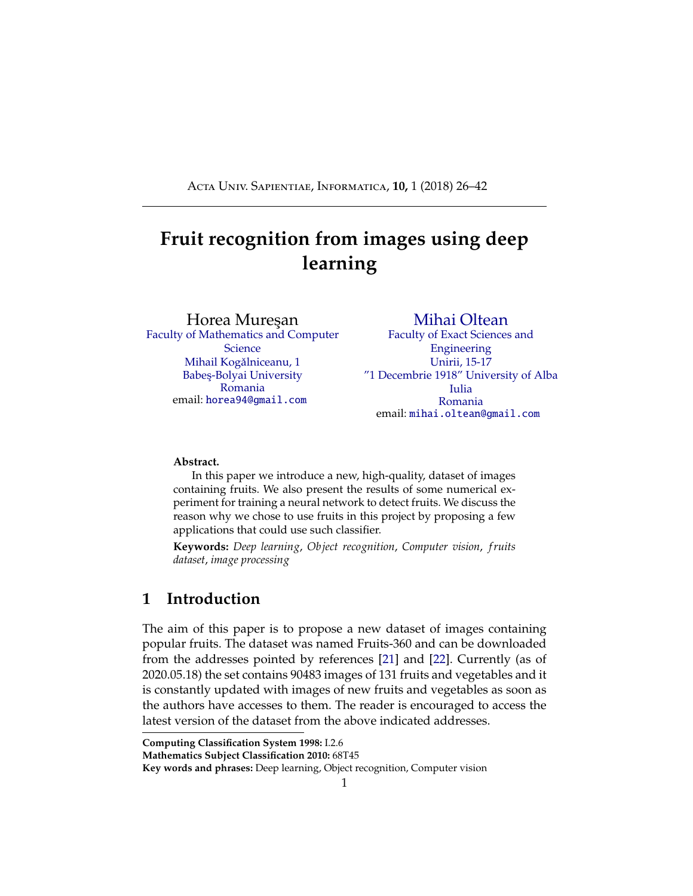# Fruit recognition from images using deep learning

Horea Mureşan
Faculty of Mathematics and Computer Science
Mihail Kogălniceanu, 1
Babeş-Bolyai University
Romania
email: horea94@gmail.com

Mihai Oltean
Faculty of Exact Sciences and Engineering
Unirii, 15-17
"1 Decembrie 1918" University of Alba Iulia
Romania
email: mihai.oltean@gmail.com

**Abstract.**

In this paper we introduce a new, high-quality, dataset of images containing fruits. We also present the results of some numerical experiment for training a neural network to detect fruits. We discuss the reason why we chose to use fruits in this project by proposing a few applications that could use such classifier.

**Keywords:** *Deep learning*, *Object recognition*, *Computer vision*, *fruits dataset*, *image processing*

## 1 Introduction

The aim of this paper is to propose a new dataset of images containing popular fruits. The dataset was named Fruits-360 and can be downloaded from the addresses pointed by references [21] and [22]. Currently (as of 2020.05.18) the set contains 90483 images of 131 fruits and vegetables and it is constantly updated with images of new fruits and vegetables as soon as the authors have accesses to them. The reader is encouraged to access the latest version of the dataset from the above indicated addresses.

**Computing Classification System 1998:** I.2.6
**Mathematics Subject Classification 2010:** 68T45
**Key words and phrases:** Deep learning, Object recognition, Computer vision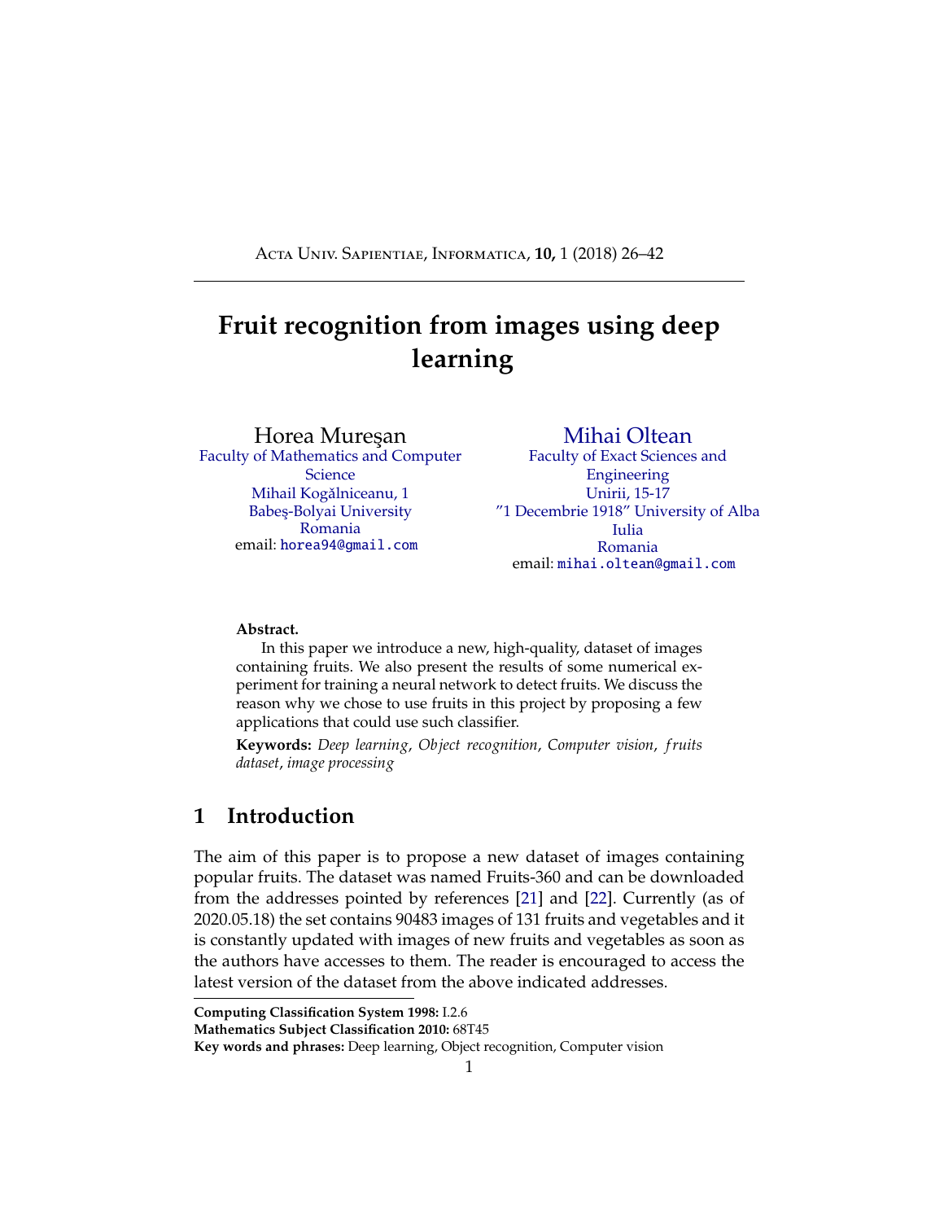# Fruit recognition from images using deep learning

Horea Mureşan
Faculty of Mathematics and Computer Science
Mihail Kogălniceanu, 1
Babeş-Bolyai University
Romania
email: horea94@gmail.com

Mihai Oltean
Faculty of Exact Sciences and Engineering
Unirii, 15-17
"1 Decembrie 1918" University of Alba Iulia
Romania
email: mihai.oltean@gmail.com

**Abstract.**

In this paper we introduce a new, high-quality, dataset of images containing fruits. We also present the results of some numerical experiment for training a neural network to detect fruits. We discuss the reason why we chose to use fruits in this project by proposing a few applications that could use such classifier.

**Keywords:** *Deep learning*, *Object recognition*, *Computer vision*, *fruits dataset*, *image processing*

## 1 Introduction

The aim of this paper is to propose a new dataset of images containing popular fruits. The dataset was named Fruits-360 and can be downloaded from the addresses pointed by references [21] and [22]. Currently (as of 2020.05.18) the set contains 90483 images of 131 fruits and vegetables and it is constantly updated with images of new fruits and vegetables as soon as the authors have accesses to them. The reader is encouraged to access the latest version of the dataset from the above indicated addresses.

**Computing Classification System 1998:** I.2.6
**Mathematics Subject Classification 2010:** 68T45
**Key words and phrases:** Deep learning, Object recognition, Computer vision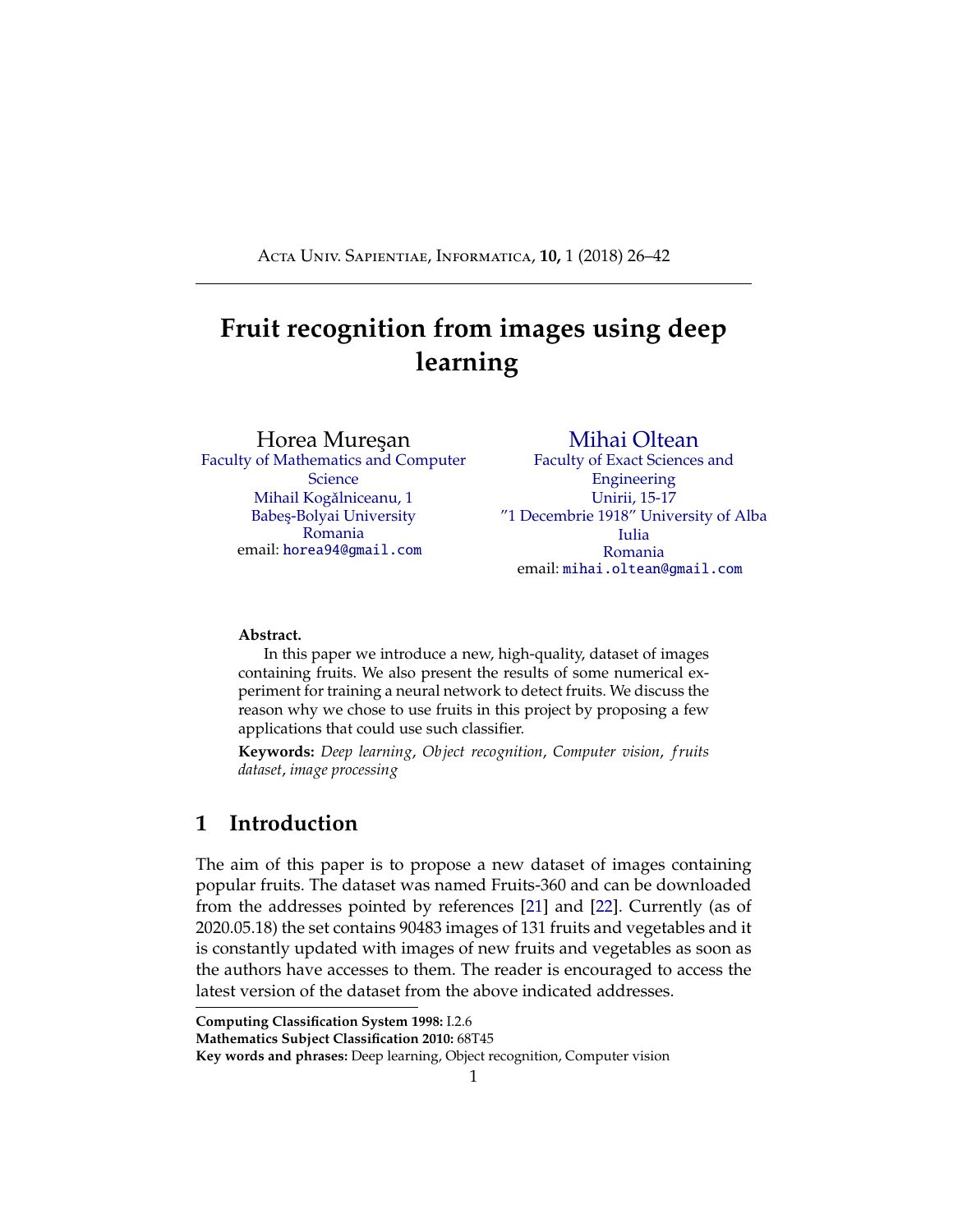# Fruit recognition from images using deep learning

Horea Mureşan
Faculty of Mathematics and Computer Science
Mihail Kogălniceanu, 1
Babeş-Bolyai University
Romania
email: horea94@gmail.com

Mihai Oltean
Faculty of Exact Sciences and Engineering
Unirii, 15-17
"1 Decembrie 1918" University of Alba Iulia
Romania
email: mihai.oltean@gmail.com

**Abstract.**

In this paper we introduce a new, high-quality, dataset of images containing fruits. We also present the results of some numerical experiment for training a neural network to detect fruits. We discuss the reason why we chose to use fruits in this project by proposing a few applications that could use such classifier.

**Keywords:** *Deep learning*, *Object recognition*, *Computer vision*, *fruits dataset*, *image processing*

## 1 Introduction

The aim of this paper is to propose a new dataset of images containing popular fruits. The dataset was named Fruits-360 and can be downloaded from the addresses pointed by references [21] and [22]. Currently (as of 2020.05.18) the set contains 90483 images of 131 fruits and vegetables and it is constantly updated with images of new fruits and vegetables as soon as the authors have accesses to them. The reader is encouraged to access the latest version of the dataset from the above indicated addresses.

**Computing Classification System 1998:** I.2.6
**Mathematics Subject Classification 2010:** 68T45
**Key words and phrases:** Deep learning, Object recognition, Computer vision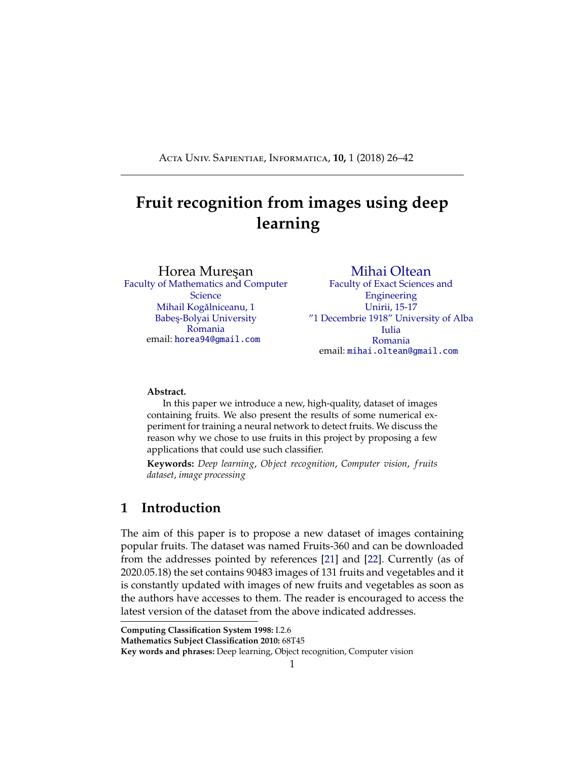# Fruit recognition from images using deep learning

Horea Mureşan
Faculty of Mathematics and Computer Science
Mihail Kogălniceanu, 1
Babeş-Bolyai University
Romania
email: horea94@gmail.com

Mihai Oltean
Faculty of Exact Sciences and Engineering
Unirii, 15-17
"1 Decembrie 1918" University of Alba Iulia
Romania
email: mihai.oltean@gmail.com

**Abstract.**

In this paper we introduce a new, high-quality, dataset of images containing fruits. We also present the results of some numerical experiment for training a neural network to detect fruits. We discuss the reason why we chose to use fruits in this project by proposing a few applications that could use such classifier.

**Keywords:** *Deep learning*, *Object recognition*, *Computer vision*, *fruits dataset*, *image processing*

## 1 Introduction

The aim of this paper is to propose a new dataset of images containing popular fruits. The dataset was named Fruits-360 and can be downloaded from the addresses pointed by references [21] and [22]. Currently (as of 2020.05.18) the set contains 90483 images of 131 fruits and vegetables and it is constantly updated with images of new fruits and vegetables as soon as the authors have accesses to them. The reader is encouraged to access the latest version of the dataset from the above indicated addresses.

**Computing Classification System 1998:** I.2.6
**Mathematics Subject Classification 2010:** 68T45
**Key words and phrases:** Deep learning, Object recognition, Computer vision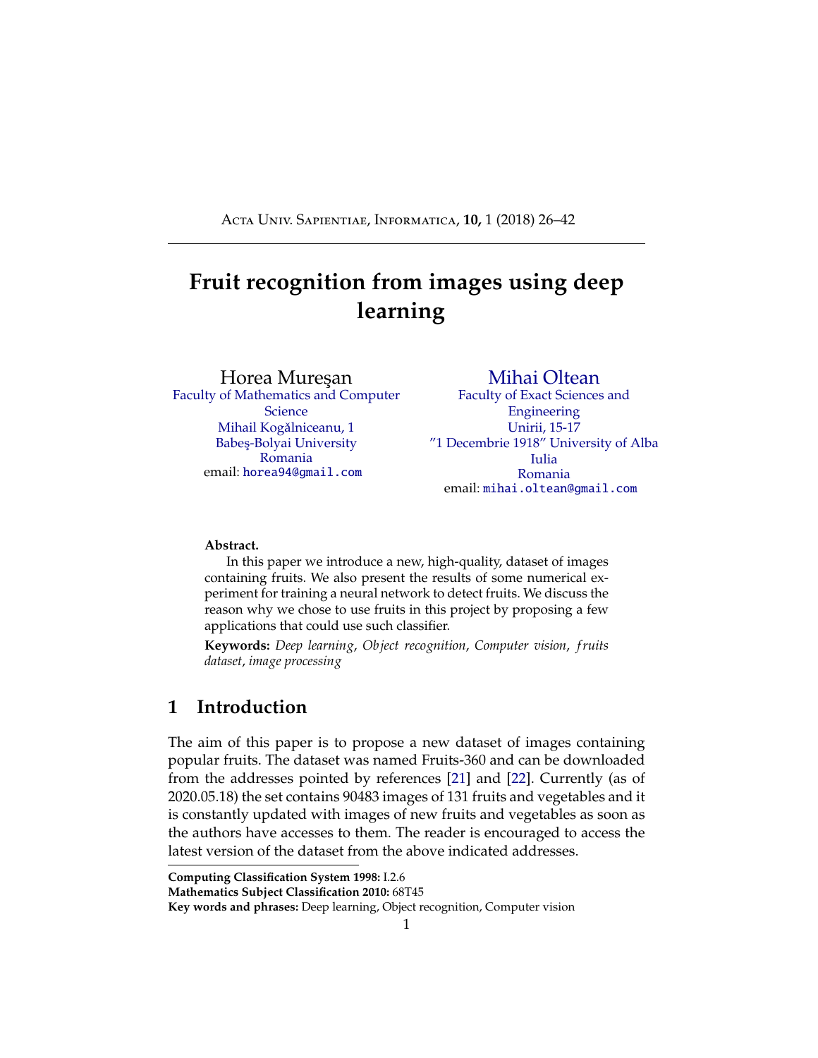# Fruit recognition from images using deep learning

Horea Mureşan
Faculty of Mathematics and Computer Science
Mihail Kogălniceanu, 1
Babeş-Bolyai University
Romania
email: horea94@gmail.com

Mihai Oltean
Faculty of Exact Sciences and Engineering
Unirii, 15-17
"1 Decembrie 1918" University of Alba Iulia
Romania
email: mihai.oltean@gmail.com

**Abstract.**

In this paper we introduce a new, high-quality, dataset of images containing fruits. We also present the results of some numerical experiment for training a neural network to detect fruits. We discuss the reason why we chose to use fruits in this project by proposing a few applications that could use such classifier.

**Keywords:** *Deep learning*, *Object recognition*, *Computer vision*, *fruits dataset*, *image processing*

## 1 Introduction

The aim of this paper is to propose a new dataset of images containing popular fruits. The dataset was named Fruits-360 and can be downloaded from the addresses pointed by references [21] and [22]. Currently (as of 2020.05.18) the set contains 90483 images of 131 fruits and vegetables and it is constantly updated with images of new fruits and vegetables as soon as the authors have accesses to them. The reader is encouraged to access the latest version of the dataset from the above indicated addresses.

**Computing Classification System 1998:** I.2.6
**Mathematics Subject Classification 2010:** 68T45
**Key words and phrases:** Deep learning, Object recognition, Computer vision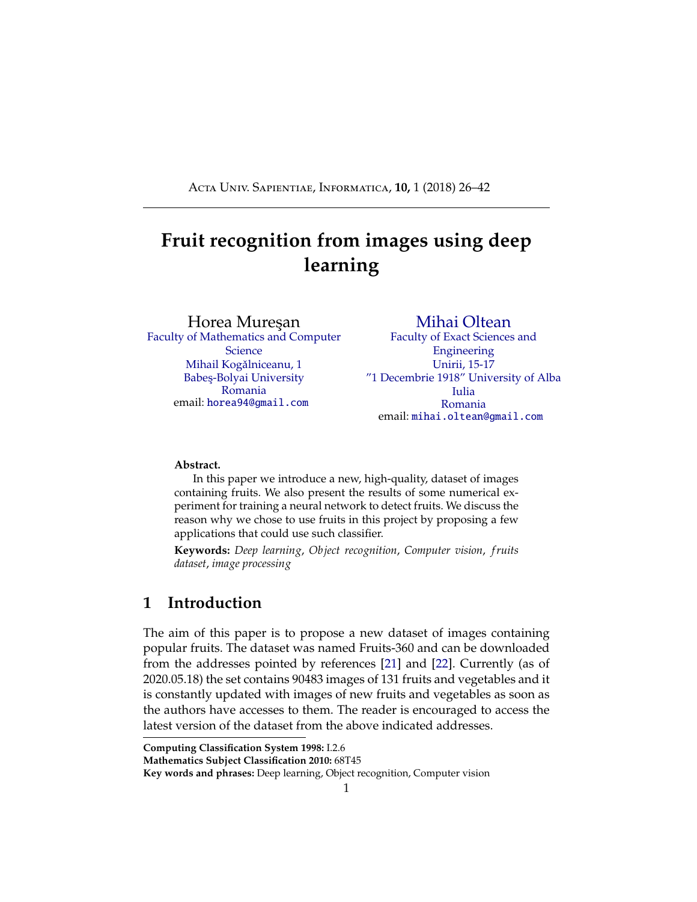# Fruit recognition from images using deep learning

Horea Mureşan
Faculty of Mathematics and Computer Science
Mihail Kogălniceanu, 1
Babeş-Bolyai University
Romania
email: horea94@gmail.com

Mihai Oltean
Faculty of Exact Sciences and Engineering
Unirii, 15-17
"1 Decembrie 1918" University of Alba Iulia
Romania
email: mihai.oltean@gmail.com

**Abstract.**

In this paper we introduce a new, high-quality, dataset of images containing fruits. We also present the results of some numerical experiment for training a neural network to detect fruits. We discuss the reason why we chose to use fruits in this project by proposing a few applications that could use such classifier.

**Keywords:** *Deep learning*, *Object recognition*, *Computer vision*, *fruits dataset*, *image processing*

## 1 Introduction

The aim of this paper is to propose a new dataset of images containing popular fruits. The dataset was named Fruits-360 and can be downloaded from the addresses pointed by references [21] and [22]. Currently (as of 2020.05.18) the set contains 90483 images of 131 fruits and vegetables and it is constantly updated with images of new fruits and vegetables as soon as the authors have accesses to them. The reader is encouraged to access the latest version of the dataset from the above indicated addresses.

**Computing Classification System 1998:** I.2.6
**Mathematics Subject Classification 2010:** 68T45
**Key words and phrases:** Deep learning, Object recognition, Computer vision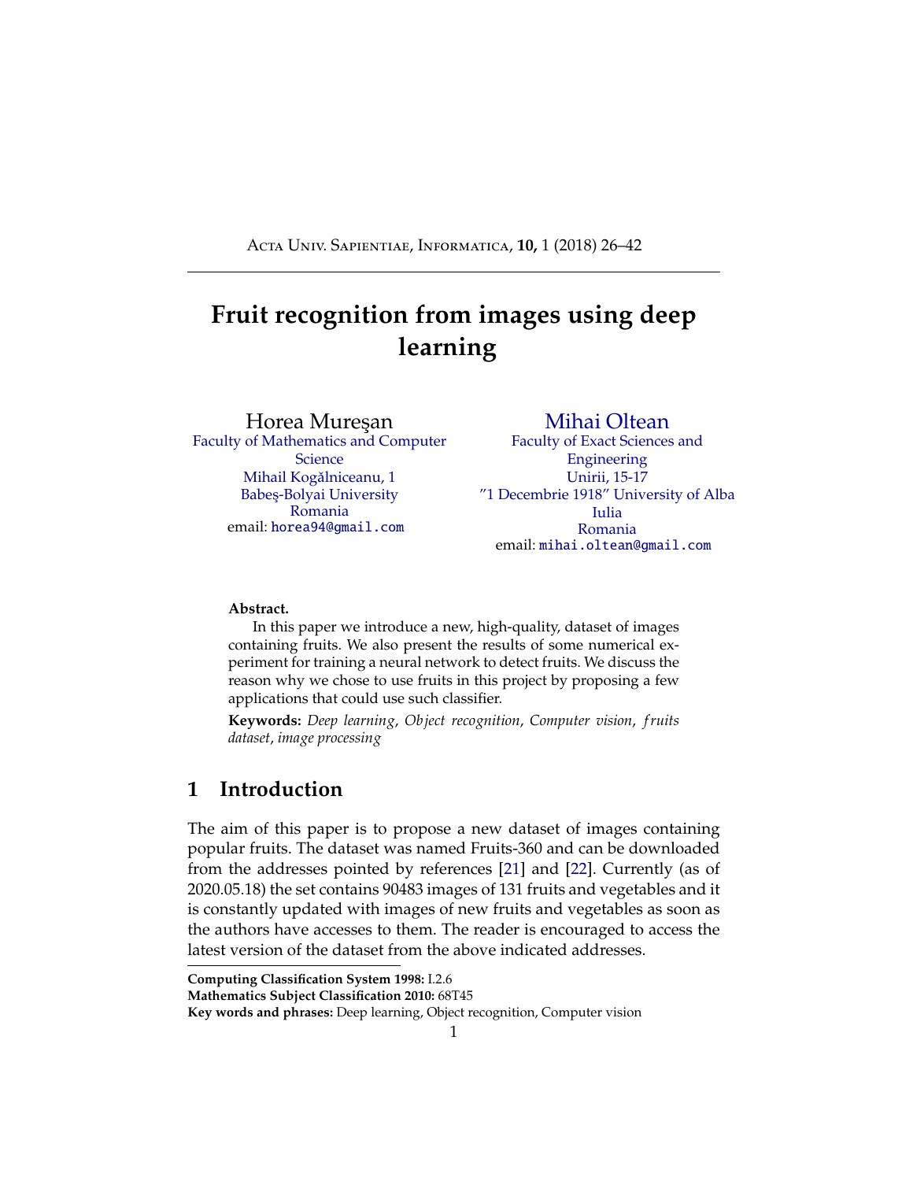# Fruit recognition from images using deep learning

Horea Mureşan
Faculty of Mathematics and Computer Science
Mihail Kogălniceanu, 1
Babeş-Bolyai University
Romania
email: horea94@gmail.com

Mihai Oltean
Faculty of Exact Sciences and Engineering
Unirii, 15-17
"1 Decembrie 1918" University of Alba Iulia
Romania
email: mihai.oltean@gmail.com

**Abstract.**

In this paper we introduce a new, high-quality, dataset of images containing fruits. We also present the results of some numerical experiment for training a neural network to detect fruits. We discuss the reason why we chose to use fruits in this project by proposing a few applications that could use such classifier.

**Keywords:** *Deep learning*, *Object recognition*, *Computer vision*, *fruits dataset*, *image processing*

## 1 Introduction

The aim of this paper is to propose a new dataset of images containing popular fruits. The dataset was named Fruits-360 and can be downloaded from the addresses pointed by references [21] and [22]. Currently (as of 2020.05.18) the set contains 90483 images of 131 fruits and vegetables and it is constantly updated with images of new fruits and vegetables as soon as the authors have accesses to them. The reader is encouraged to access the latest version of the dataset from the above indicated addresses.

**Computing Classification System 1998:** I.2.6
**Mathematics Subject Classification 2010:** 68T45
**Key words and phrases:** Deep learning, Object recognition, Computer vision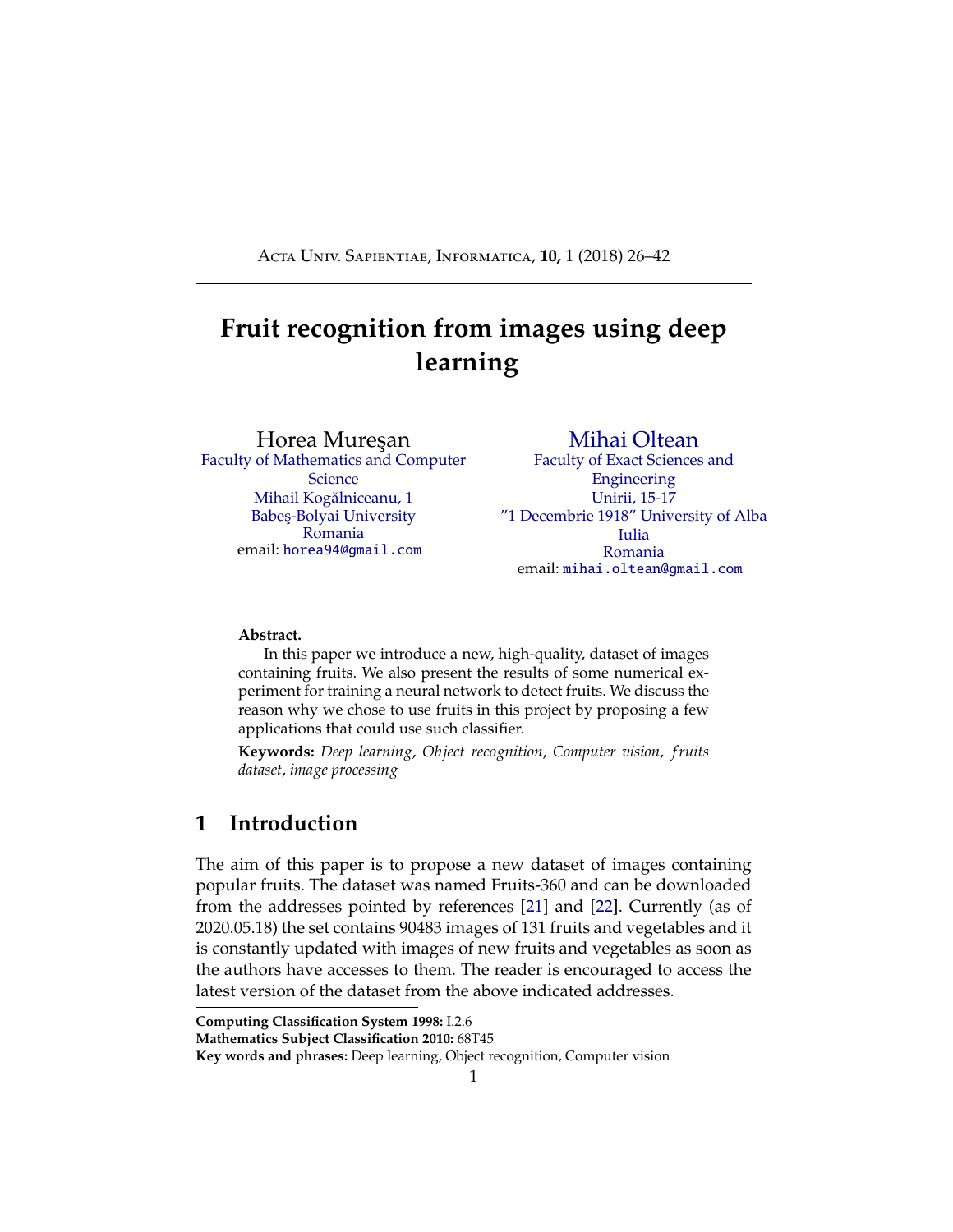# Fruit recognition from images using deep learning

Horea Mureşan
Faculty of Mathematics and Computer Science
Mihail Kogălniceanu, 1
Babeş-Bolyai University
Romania
email: horea94@gmail.com

Mihai Oltean
Faculty of Exact Sciences and Engineering
Unirii, 15-17
"1 Decembrie 1918" University of Alba Iulia
Romania
email: mihai.oltean@gmail.com

**Abstract.**

In this paper we introduce a new, high-quality, dataset of images containing fruits. We also present the results of some numerical experiment for training a neural network to detect fruits. We discuss the reason why we chose to use fruits in this project by proposing a few applications that could use such classifier.

**Keywords:** *Deep learning*, *Object recognition*, *Computer vision*, *fruits dataset*, *image processing*

## 1 Introduction

The aim of this paper is to propose a new dataset of images containing popular fruits. The dataset was named Fruits-360 and can be downloaded from the addresses pointed by references [21] and [22]. Currently (as of 2020.05.18) the set contains 90483 images of 131 fruits and vegetables and it is constantly updated with images of new fruits and vegetables as soon as the authors have accesses to them. The reader is encouraged to access the latest version of the dataset from the above indicated addresses.

**Computing Classification System 1998:** I.2.6
**Mathematics Subject Classification 2010:** 68T45
**Key words and phrases:** Deep learning, Object recognition, Computer vision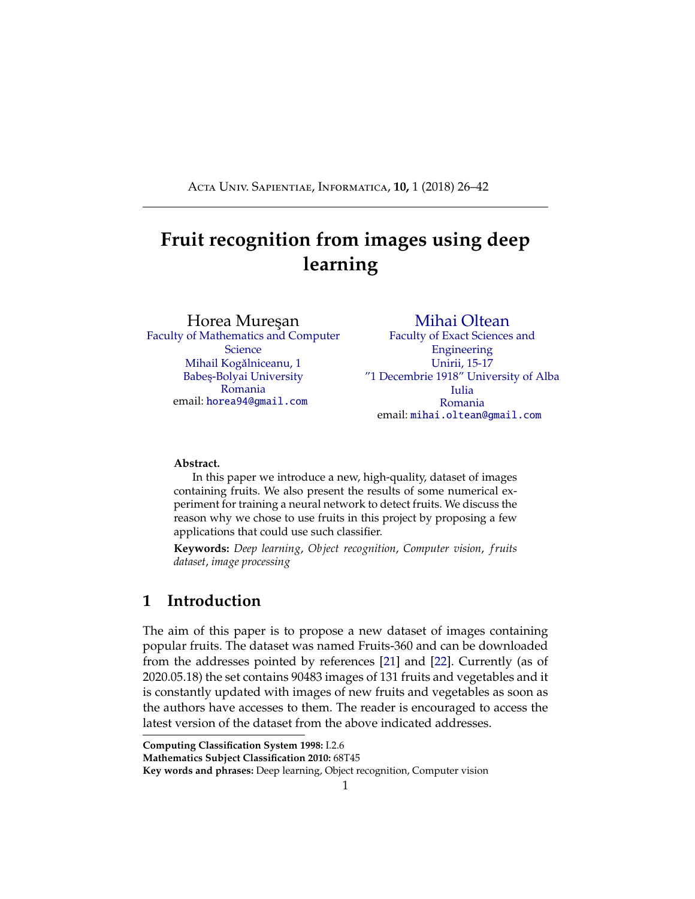Acta Univ. Sapientiae, Informatica, **10,** 1 (2018) 26–42

# Fruit recognition from images using deep learning

Horea Mureşan
Faculty of Mathematics and Computer Science
Mihail Kogălniceanu, 1
Babeş-Bolyai University
Romania
email: horea94@gmail.com

Mihai Oltean
Faculty of Exact Sciences and Engineering
Unirii, 15-17
"1 Decembrie 1918" University of Alba Iulia
Romania
email: mihai.oltean@gmail.com

**Abstract.**

In this paper we introduce a new, high-quality, dataset of images containing fruits. We also present the results of some numerical experiment for training a neural network to detect fruits. We discuss the reason why we chose to use fruits in this project by proposing a few applications that could use such classifier.

**Keywords:** *Deep learning*, *Object recognition*, *Computer vision*, *fruits dataset*, *image processing*

## 1 Introduction

The aim of this paper is to propose a new dataset of images containing popular fruits. The dataset was named Fruits-360 and can be downloaded from the addresses pointed by references [21] and [22]. Currently (as of 2020.05.18) the set contains 90483 images of 131 fruits and vegetables and it is constantly updated with images of new fruits and vegetables as soon as the authors have accesses to them. The reader is encouraged to access the latest version of the dataset from the above indicated addresses.

**Computing Classification System 1998:** I.2.6
**Mathematics Subject Classification 2010:** 68T45
**Key words and phrases:** Deep learning, Object recognition, Computer vision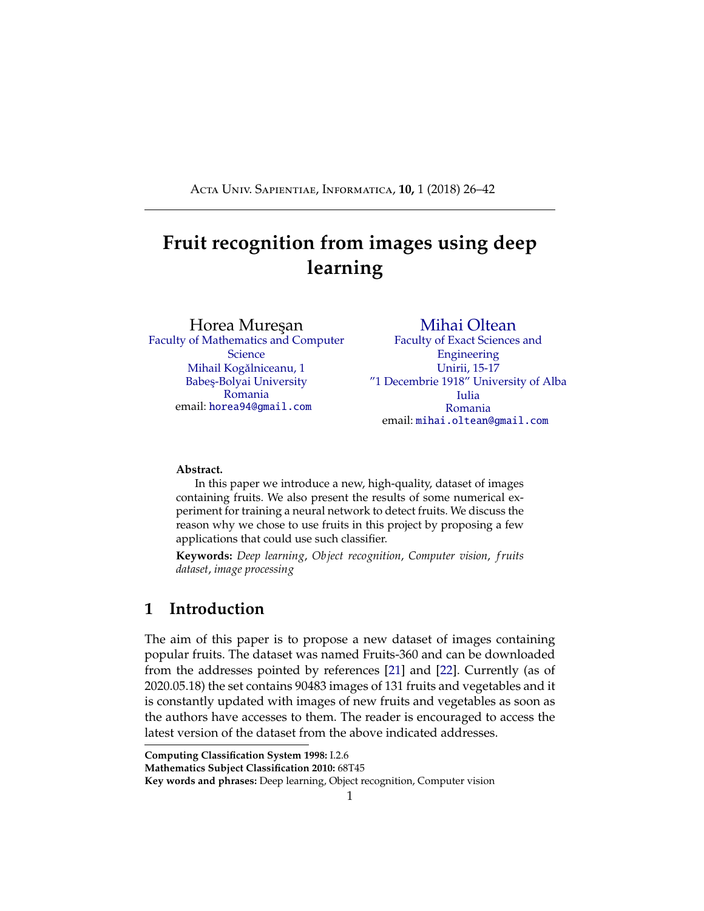# Fruit recognition from images using deep learning

Horea Mureşan
Faculty of Mathematics and Computer Science
Mihail Kogălniceanu, 1
Babeş-Bolyai University
Romania
email: horea94@gmail.com

Mihai Oltean
Faculty of Exact Sciences and Engineering
Unirii, 15-17
"1 Decembrie 1918" University of Alba Iulia
Romania
email: mihai.oltean@gmail.com

**Abstract.**

In this paper we introduce a new, high-quality, dataset of images containing fruits. We also present the results of some numerical experiment for training a neural network to detect fruits. We discuss the reason why we chose to use fruits in this project by proposing a few applications that could use such classifier.

**Keywords:** *Deep learning*, *Object recognition*, *Computer vision*, *fruits dataset*, *image processing*

## 1 Introduction

The aim of this paper is to propose a new dataset of images containing popular fruits. The dataset was named Fruits-360 and can be downloaded from the addresses pointed by references [21] and [22]. Currently (as of 2020.05.18) the set contains 90483 images of 131 fruits and vegetables and it is constantly updated with images of new fruits and vegetables as soon as the authors have accesses to them. The reader is encouraged to access the latest version of the dataset from the above indicated addresses.

**Computing Classification System 1998:** I.2.6
**Mathematics Subject Classification 2010:** 68T45
**Key words and phrases:** Deep learning, Object recognition, Computer vision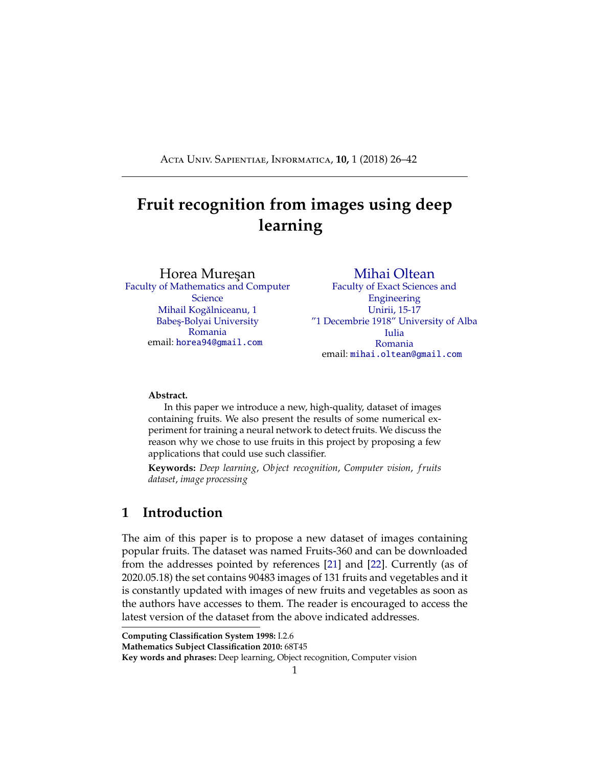# Fruit recognition from images using deep learning

Horea Mureşan
Faculty of Mathematics and Computer Science
Mihail Kogălniceanu, 1
Babeş-Bolyai University
Romania
email: horea94@gmail.com

Mihai Oltean
Faculty of Exact Sciences and Engineering
Unirii, 15-17
"1 Decembrie 1918" University of Alba Iulia
Romania
email: mihai.oltean@gmail.com

**Abstract.**

In this paper we introduce a new, high-quality, dataset of images containing fruits. We also present the results of some numerical experiment for training a neural network to detect fruits. We discuss the reason why we chose to use fruits in this project by proposing a few applications that could use such classifier.

**Keywords:** *Deep learning*, *Object recognition*, *Computer vision*, *fruits dataset*, *image processing*

## 1 Introduction

The aim of this paper is to propose a new dataset of images containing popular fruits. The dataset was named Fruits-360 and can be downloaded from the addresses pointed by references [21] and [22]. Currently (as of 2020.05.18) the set contains 90483 images of 131 fruits and vegetables and it is constantly updated with images of new fruits and vegetables as soon as the authors have accesses to them. The reader is encouraged to access the latest version of the dataset from the above indicated addresses.

**Computing Classification System 1998:** I.2.6
**Mathematics Subject Classification 2010:** 68T45
**Key words and phrases:** Deep learning, Object recognition, Computer vision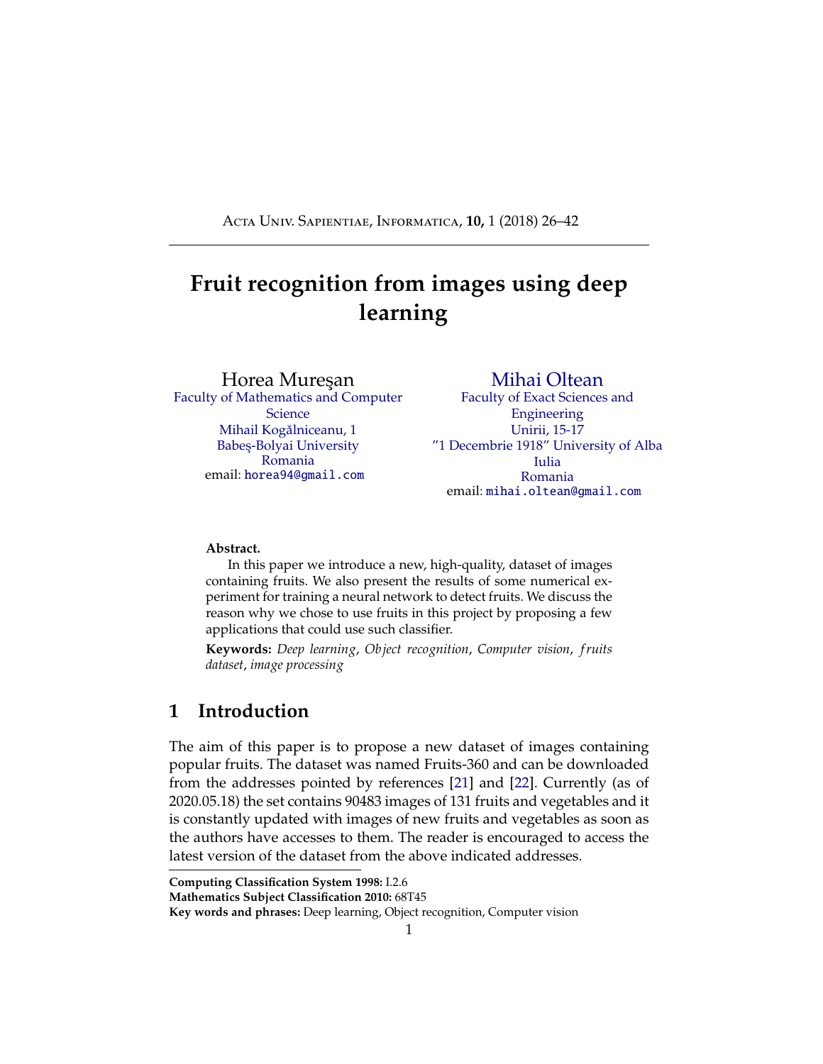# Fruit recognition from images using deep learning

Horea Mureşan
Faculty of Mathematics and Computer Science
Mihail Kogălniceanu, 1
Babeş-Bolyai University
Romania
email: horea94@gmail.com

Mihai Oltean
Faculty of Exact Sciences and Engineering
Unirii, 15-17
"1 Decembrie 1918" University of Alba Iulia
Romania
email: mihai.oltean@gmail.com

**Abstract.**

In this paper we introduce a new, high-quality, dataset of images containing fruits. We also present the results of some numerical experiment for training a neural network to detect fruits. We discuss the reason why we chose to use fruits in this project by proposing a few applications that could use such classifier.

**Keywords:** *Deep learning*, *Object recognition*, *Computer vision*, *fruits dataset*, *image processing*

## 1 Introduction

The aim of this paper is to propose a new dataset of images containing popular fruits. The dataset was named Fruits-360 and can be downloaded from the addresses pointed by references [21] and [22]. Currently (as of 2020.05.18) the set contains 90483 images of 131 fruits and vegetables and it is constantly updated with images of new fruits and vegetables as soon as the authors have accesses to them. The reader is encouraged to access the latest version of the dataset from the above indicated addresses.

**Computing Classification System 1998:** I.2.6
**Mathematics Subject Classification 2010:** 68T45
**Key words and phrases:** Deep learning, Object recognition, Computer vision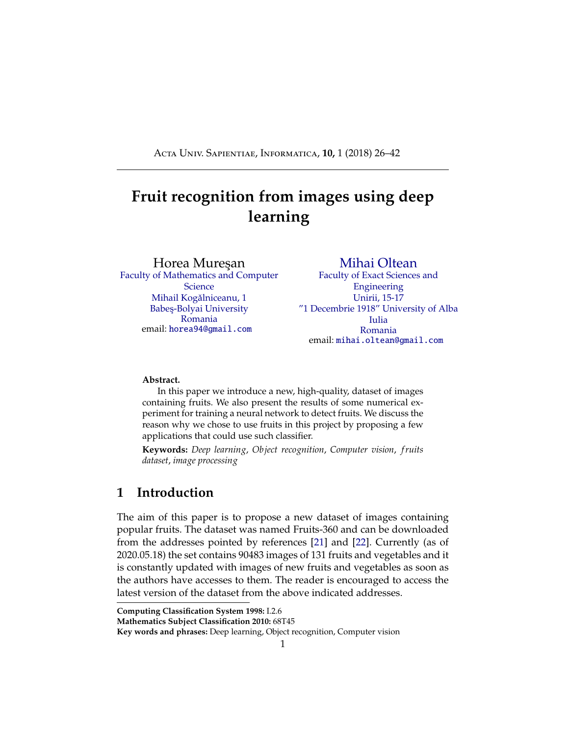# Fruit recognition from images using deep learning

Horea Mureşan
Faculty of Mathematics and Computer Science
Mihail Kogălniceanu, 1
Babeş-Bolyai University
Romania
email: horea94@gmail.com

Mihai Oltean
Faculty of Exact Sciences and Engineering
Unirii, 15-17
"1 Decembrie 1918" University of Alba Iulia
Romania
email: mihai.oltean@gmail.com

**Abstract.**

In this paper we introduce a new, high-quality, dataset of images containing fruits. We also present the results of some numerical experiment for training a neural network to detect fruits. We discuss the reason why we chose to use fruits in this project by proposing a few applications that could use such classifier.

**Keywords:** *Deep learning*, *Object recognition*, *Computer vision*, *fruits dataset*, *image processing*

## 1 Introduction

The aim of this paper is to propose a new dataset of images containing popular fruits. The dataset was named Fruits-360 and can be downloaded from the addresses pointed by references [21] and [22]. Currently (as of 2020.05.18) the set contains 90483 images of 131 fruits and vegetables and it is constantly updated with images of new fruits and vegetables as soon as the authors have accesses to them. The reader is encouraged to access the latest version of the dataset from the above indicated addresses.

**Computing Classification System 1998:** I.2.6
**Mathematics Subject Classification 2010:** 68T45
**Key words and phrases:** Deep learning, Object recognition, Computer vision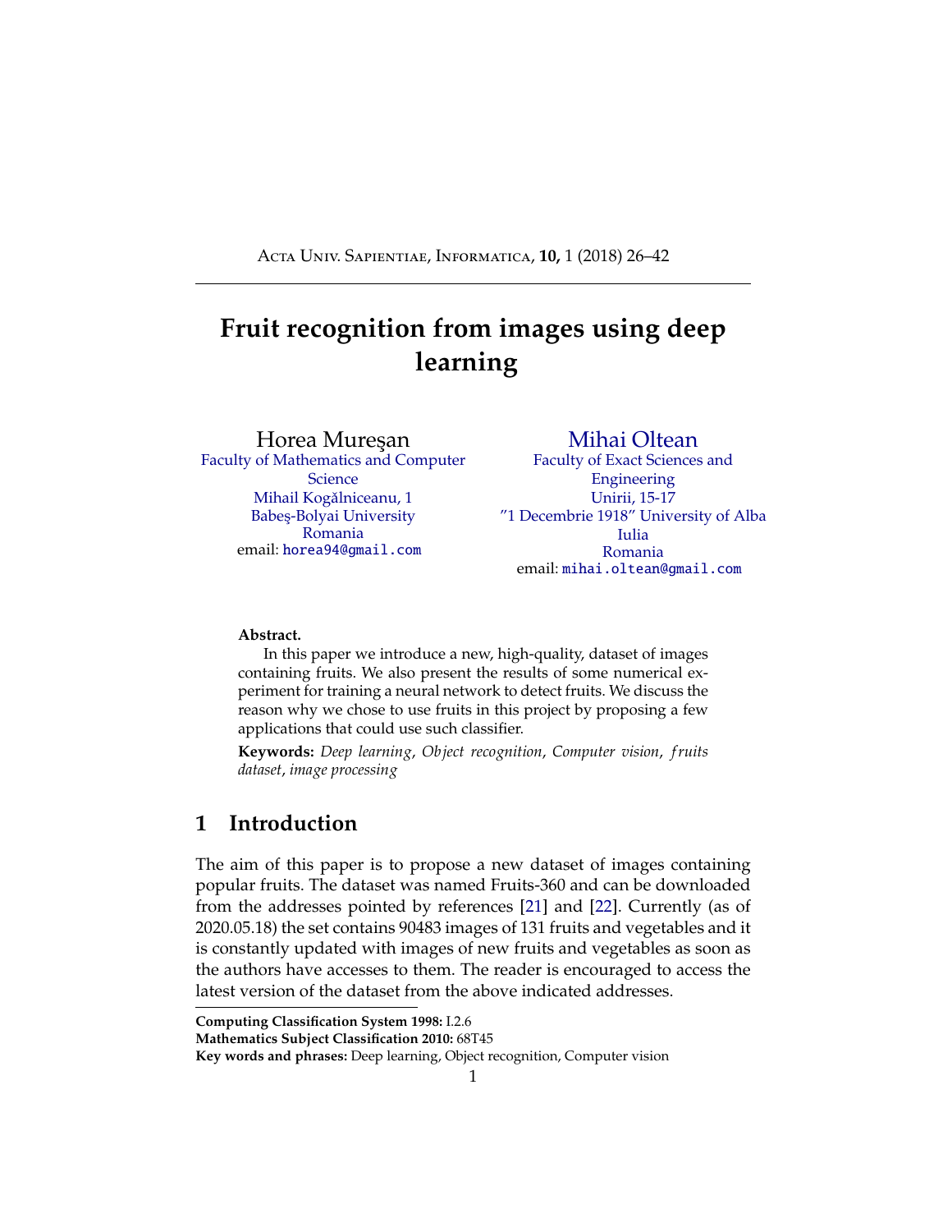# Fruit recognition from images using deep learning

Horea Mureşan
Faculty of Mathematics and Computer Science
Mihail Kogălniceanu, 1
Babeş-Bolyai University
Romania
email: horea94@gmail.com

Mihai Oltean
Faculty of Exact Sciences and Engineering
Unirii, 15-17
"1 Decembrie 1918" University of Alba Iulia
Romania
email: mihai.oltean@gmail.com

**Abstract.**

In this paper we introduce a new, high-quality, dataset of images containing fruits. We also present the results of some numerical experiment for training a neural network to detect fruits. We discuss the reason why we chose to use fruits in this project by proposing a few applications that could use such classifier.

**Keywords:** *Deep learning*, *Object recognition*, *Computer vision*, *fruits dataset*, *image processing*

## 1 Introduction

The aim of this paper is to propose a new dataset of images containing popular fruits. The dataset was named Fruits-360 and can be downloaded from the addresses pointed by references [21] and [22]. Currently (as of 2020.05.18) the set contains 90483 images of 131 fruits and vegetables and it is constantly updated with images of new fruits and vegetables as soon as the authors have accesses to them. The reader is encouraged to access the latest version of the dataset from the above indicated addresses.

---

**Computing Classification System 1998:** I.2.6
**Mathematics Subject Classification 2010:** 68T45
**Key words and phrases:** Deep learning, Object recognition, Computer vision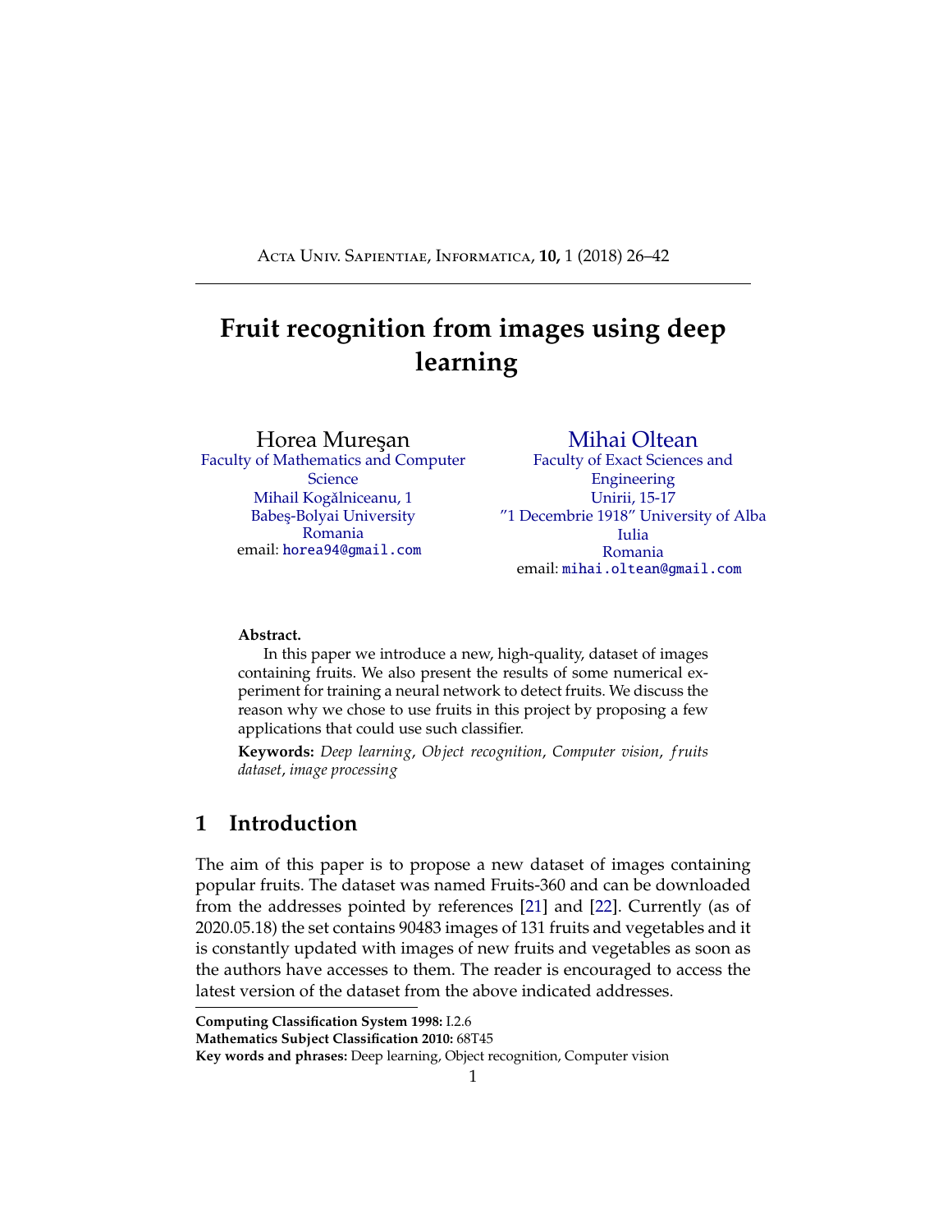# Fruit recognition from images using deep learning

Horea Mureşan
Faculty of Mathematics and Computer Science
Mihail Kogălniceanu, 1
Babeş-Bolyai University
Romania
email: horea94@gmail.com

Mihai Oltean
Faculty of Exact Sciences and Engineering
Unirii, 15-17
"1 Decembrie 1918" University of Alba Iulia
Romania
email: mihai.oltean@gmail.com

**Abstract.**

In this paper we introduce a new, high-quality, dataset of images containing fruits. We also present the results of some numerical experiment for training a neural network to detect fruits. We discuss the reason why we chose to use fruits in this project by proposing a few applications that could use such classifier.

**Keywords:** *Deep learning*, *Object recognition*, *Computer vision*, *fruits dataset*, *image processing*

## 1 Introduction

The aim of this paper is to propose a new dataset of images containing popular fruits. The dataset was named Fruits-360 and can be downloaded from the addresses pointed by references [21] and [22]. Currently (as of 2020.05.18) the set contains 90483 images of 131 fruits and vegetables and it is constantly updated with images of new fruits and vegetables as soon as the authors have accesses to them. The reader is encouraged to access the latest version of the dataset from the above indicated addresses.

**Computing Classification System 1998:** I.2.6
**Mathematics Subject Classification 2010:** 68T45
**Key words and phrases:** Deep learning, Object recognition, Computer vision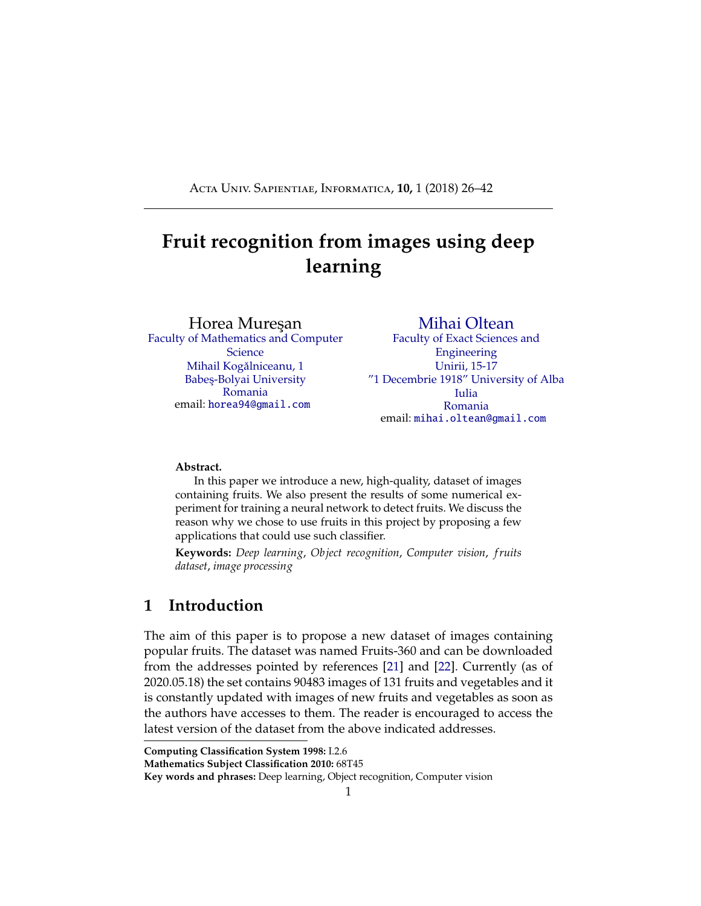# Fruit recognition from images using deep learning

Horea Mureşan
Faculty of Mathematics and Computer Science
Mihail Kogălniceanu, 1
Babeş-Bolyai University
Romania
email: horea94@gmail.com

Mihai Oltean
Faculty of Exact Sciences and Engineering
Unirii, 15-17
"1 Decembrie 1918" University of Alba Iulia
Romania
email: mihai.oltean@gmail.com

**Abstract.**

In this paper we introduce a new, high-quality, dataset of images containing fruits. We also present the results of some numerical experiment for training a neural network to detect fruits. We discuss the reason why we chose to use fruits in this project by proposing a few applications that could use such classifier.

**Keywords:** *Deep learning*, *Object recognition*, *Computer vision*, *fruits dataset*, *image processing*

## 1 Introduction

The aim of this paper is to propose a new dataset of images containing popular fruits. The dataset was named Fruits-360 and can be downloaded from the addresses pointed by references [21] and [22]. Currently (as of 2020.05.18) the set contains 90483 images of 131 fruits and vegetables and it is constantly updated with images of new fruits and vegetables as soon as the authors have accesses to them. The reader is encouraged to access the latest version of the dataset from the above indicated addresses.

**Computing Classification System 1998:** I.2.6
**Mathematics Subject Classification 2010:** 68T45
**Key words and phrases:** Deep learning, Object recognition, Computer vision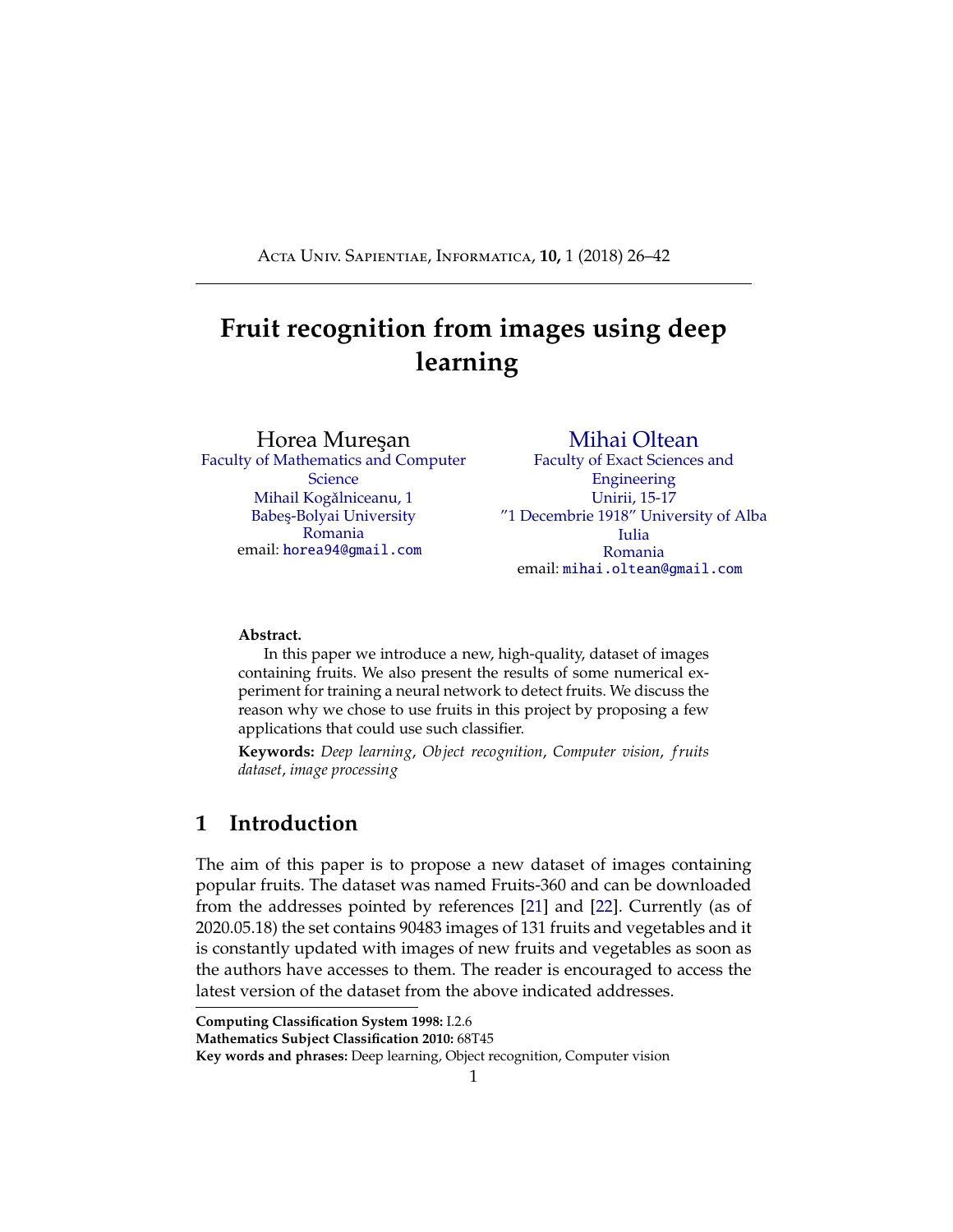# Fruit recognition from images using deep learning

Horea Mureşan
Faculty of Mathematics and Computer Science
Mihail Kogălniceanu, 1
Babeş-Bolyai University
Romania
email: horea94@gmail.com

Mihai Oltean
Faculty of Exact Sciences and Engineering
Unirii, 15-17
"1 Decembrie 1918" University of Alba Iulia
Romania
email: mihai.oltean@gmail.com

**Abstract.**

In this paper we introduce a new, high-quality, dataset of images containing fruits. We also present the results of some numerical experiment for training a neural network to detect fruits. We discuss the reason why we chose to use fruits in this project by proposing a few applications that could use such classifier.

**Keywords:** *Deep learning*, *Object recognition*, *Computer vision*, *fruits dataset*, *image processing*

## 1 Introduction

The aim of this paper is to propose a new dataset of images containing popular fruits. The dataset was named Fruits-360 and can be downloaded from the addresses pointed by references [21] and [22]. Currently (as of 2020.05.18) the set contains 90483 images of 131 fruits and vegetables and it is constantly updated with images of new fruits and vegetables as soon as the authors have accesses to them. The reader is encouraged to access the latest version of the dataset from the above indicated addresses.

**Computing Classification System 1998:** I.2.6
**Mathematics Subject Classification 2010:** 68T45
**Key words and phrases:** Deep learning, Object recognition, Computer vision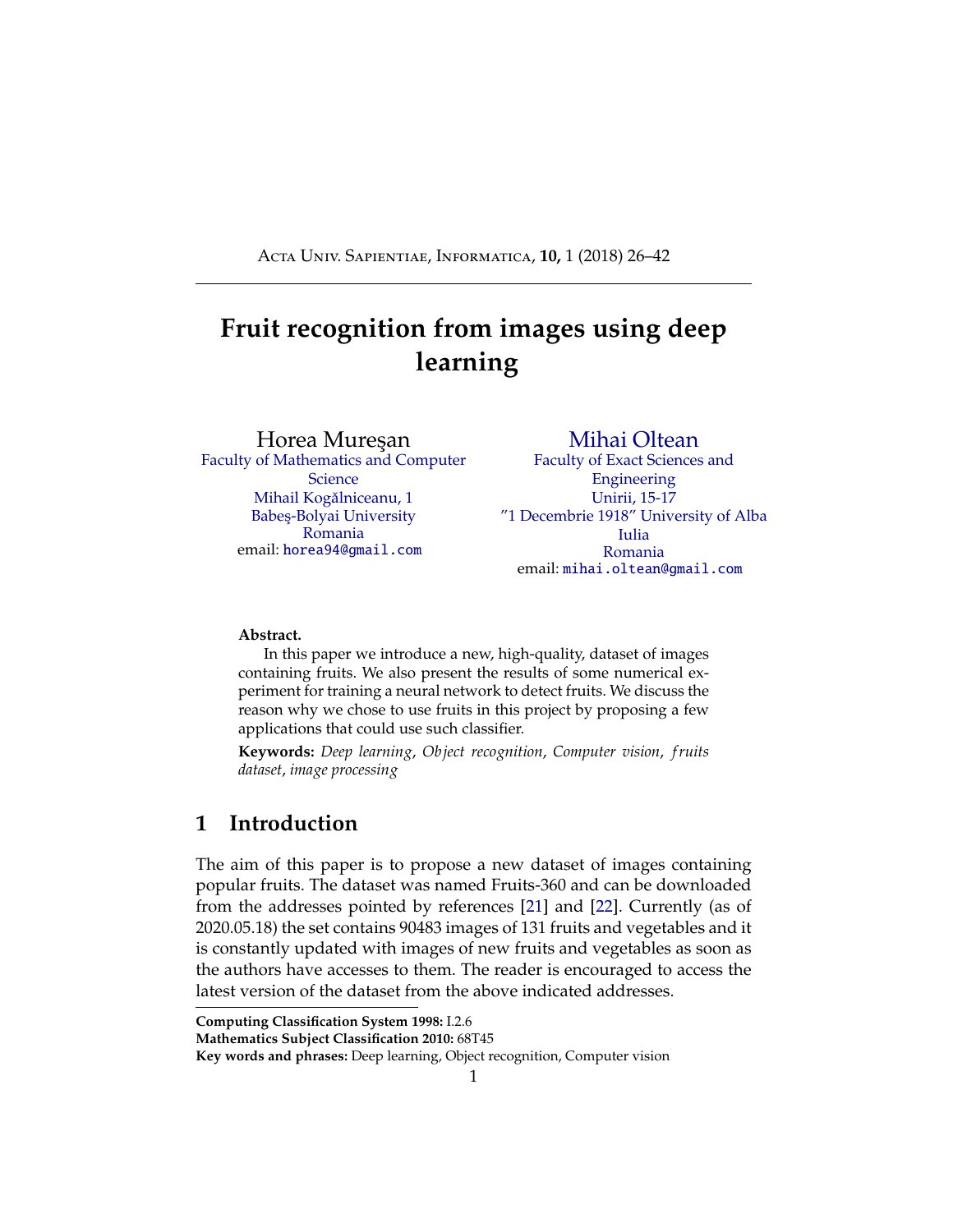# Fruit recognition from images using deep learning

Horea Mureşan
Faculty of Mathematics and Computer Science
Mihail Kogălniceanu, 1
Babeş-Bolyai University
Romania
email: horea94@gmail.com

Mihai Oltean
Faculty of Exact Sciences and Engineering
Unirii, 15-17
"1 Decembrie 1918" University of Alba Iulia
Romania
email: mihai.oltean@gmail.com

**Abstract.**

In this paper we introduce a new, high-quality, dataset of images containing fruits. We also present the results of some numerical experiment for training a neural network to detect fruits. We discuss the reason why we chose to use fruits in this project by proposing a few applications that could use such classifier.

**Keywords:** *Deep learning*, *Object recognition*, *Computer vision*, *fruits dataset*, *image processing*

## 1 Introduction

The aim of this paper is to propose a new dataset of images containing popular fruits. The dataset was named Fruits-360 and can be downloaded from the addresses pointed by references [21] and [22]. Currently (as of 2020.05.18) the set contains 90483 images of 131 fruits and vegetables and it is constantly updated with images of new fruits and vegetables as soon as the authors have accesses to them. The reader is encouraged to access the latest version of the dataset from the above indicated addresses.

**Computing Classification System 1998:** I.2.6
**Mathematics Subject Classification 2010:** 68T45
**Key words and phrases:** Deep learning, Object recognition, Computer vision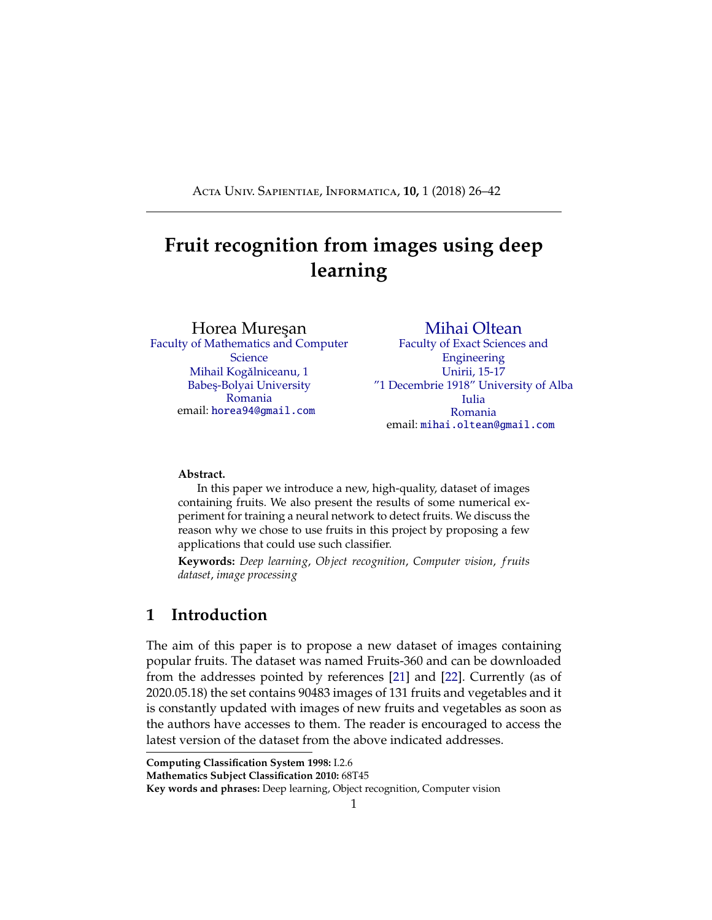# Fruit recognition from images using deep learning

Horea Mureşan
Faculty of Mathematics and Computer Science
Mihail Kogălniceanu, 1
Babeş-Bolyai University
Romania
email: horea94@gmail.com

Mihai Oltean
Faculty of Exact Sciences and Engineering
Unirii, 15-17
"1 Decembrie 1918" University of Alba Iulia
Romania
email: mihai.oltean@gmail.com

**Abstract.**

In this paper we introduce a new, high-quality, dataset of images containing fruits. We also present the results of some numerical experiment for training a neural network to detect fruits. We discuss the reason why we chose to use fruits in this project by proposing a few applications that could use such classifier.

**Keywords:** *Deep learning*, *Object recognition*, *Computer vision*, *fruits dataset*, *image processing*

## 1 Introduction

The aim of this paper is to propose a new dataset of images containing popular fruits. The dataset was named Fruits-360 and can be downloaded from the addresses pointed by references [21] and [22]. Currently (as of 2020.05.18) the set contains 90483 images of 131 fruits and vegetables and it is constantly updated with images of new fruits and vegetables as soon as the authors have accesses to them. The reader is encouraged to access the latest version of the dataset from the above indicated addresses.

**Computing Classification System 1998:** I.2.6
**Mathematics Subject Classification 2010:** 68T45
**Key words and phrases:** Deep learning, Object recognition, Computer vision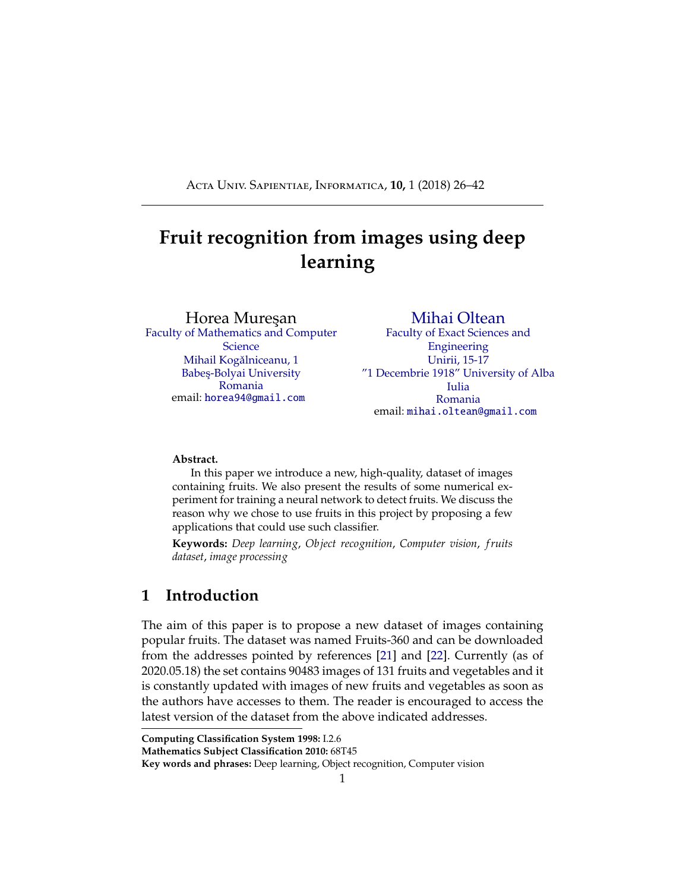# Fruit recognition from images using deep learning

Horea Mureşan
Faculty of Mathematics and Computer Science
Mihail Kogălniceanu, 1
Babeş-Bolyai University
Romania
email: horea94@gmail.com

Mihai Oltean
Faculty of Exact Sciences and Engineering
Unirii, 15-17
"1 Decembrie 1918" University of Alba Iulia
Romania
email: mihai.oltean@gmail.com

**Abstract.**

In this paper we introduce a new, high-quality, dataset of images containing fruits. We also present the results of some numerical experiment for training a neural network to detect fruits. We discuss the reason why we chose to use fruits in this project by proposing a few applications that could use such classifier.

**Keywords:** *Deep learning*, *Object recognition*, *Computer vision*, *fruits dataset*, *image processing*

## 1 Introduction

The aim of this paper is to propose a new dataset of images containing popular fruits. The dataset was named Fruits-360 and can be downloaded from the addresses pointed by references [21] and [22]. Currently (as of 2020.05.18) the set contains 90483 images of 131 fruits and vegetables and it is constantly updated with images of new fruits and vegetables as soon as the authors have accesses to them. The reader is encouraged to access the latest version of the dataset from the above indicated addresses.

**Computing Classification System 1998:** I.2.6
**Mathematics Subject Classification 2010:** 68T45
**Key words and phrases:** Deep learning, Object recognition, Computer vision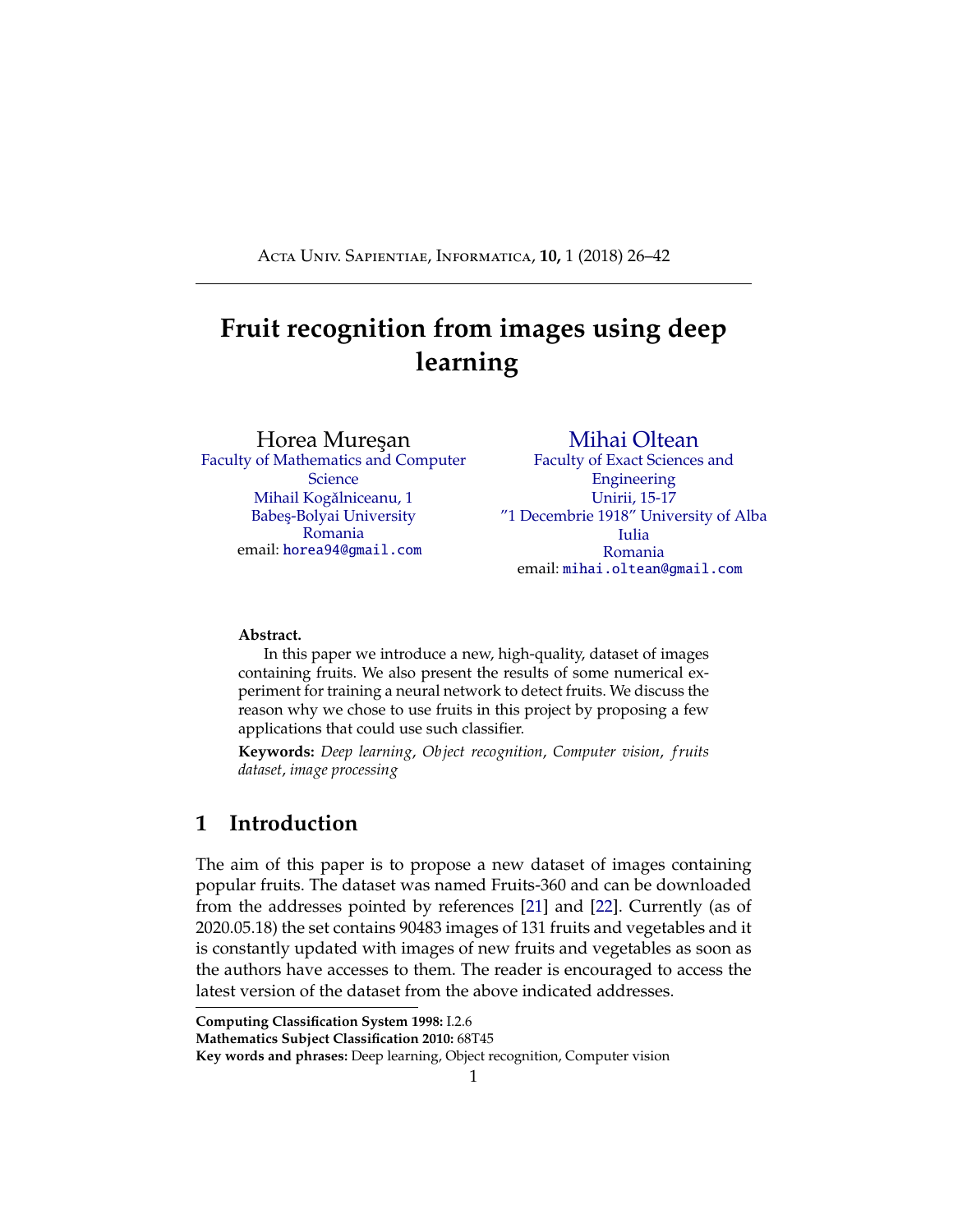# Fruit recognition from images using deep learning

Horea Mureşan
Faculty of Mathematics and Computer Science
Mihail Kogălniceanu, 1
Babeş-Bolyai University
Romania
email: horea94@gmail.com

Mihai Oltean
Faculty of Exact Sciences and Engineering
Unirii, 15-17
"1 Decembrie 1918" University of Alba Iulia
Romania
email: mihai.oltean@gmail.com

**Abstract.**

In this paper we introduce a new, high-quality, dataset of images containing fruits. We also present the results of some numerical experiment for training a neural network to detect fruits. We discuss the reason why we chose to use fruits in this project by proposing a few applications that could use such classifier.

**Keywords:** *Deep learning*, *Object recognition*, *Computer vision*, *fruits dataset*, *image processing*

## 1 Introduction

The aim of this paper is to propose a new dataset of images containing popular fruits. The dataset was named Fruits-360 and can be downloaded from the addresses pointed by references [21] and [22]. Currently (as of 2020.05.18) the set contains 90483 images of 131 fruits and vegetables and it is constantly updated with images of new fruits and vegetables as soon as the authors have accesses to them. The reader is encouraged to access the latest version of the dataset from the above indicated addresses.

**Computing Classification System 1998:** I.2.6
**Mathematics Subject Classification 2010:** 68T45
**Key words and phrases:** Deep learning, Object recognition, Computer vision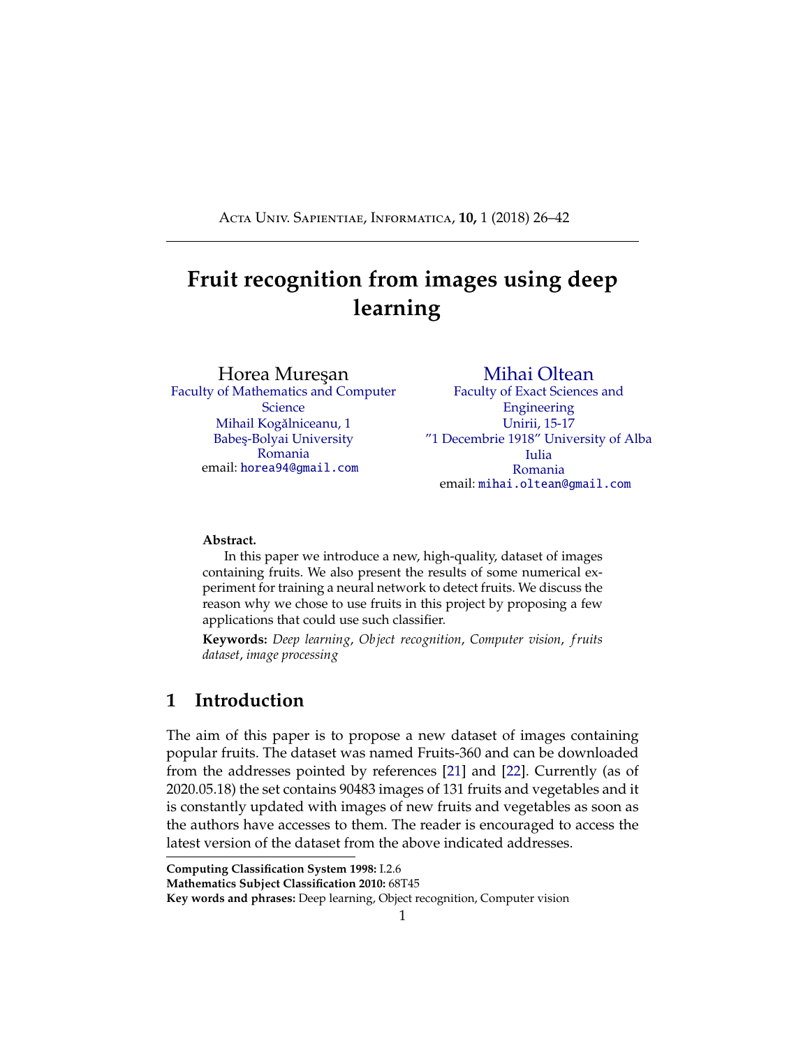# Fruit recognition from images using deep learning

Horea Mureşan
Faculty of Mathematics and Computer Science
Mihail Kogălniceanu, 1
Babeş-Bolyai University
Romania
email: horea94@gmail.com

Mihai Oltean
Faculty of Exact Sciences and Engineering
Unirii, 15-17
"1 Decembrie 1918" University of Alba Iulia
Romania
email: mihai.oltean@gmail.com

**Abstract.**

In this paper we introduce a new, high-quality, dataset of images containing fruits. We also present the results of some numerical experiment for training a neural network to detect fruits. We discuss the reason why we chose to use fruits in this project by proposing a few applications that could use such classifier.

**Keywords:** *Deep learning*, *Object recognition*, *Computer vision*, *fruits dataset*, *image processing*

## 1 Introduction

The aim of this paper is to propose a new dataset of images containing popular fruits. The dataset was named Fruits-360 and can be downloaded from the addresses pointed by references [21] and [22]. Currently (as of 2020.05.18) the set contains 90483 images of 131 fruits and vegetables and it is constantly updated with images of new fruits and vegetables as soon as the authors have accesses to them. The reader is encouraged to access the latest version of the dataset from the above indicated addresses.

**Computing Classification System 1998:** I.2.6
**Mathematics Subject Classification 2010:** 68T45
**Key words and phrases:** Deep learning, Object recognition, Computer vision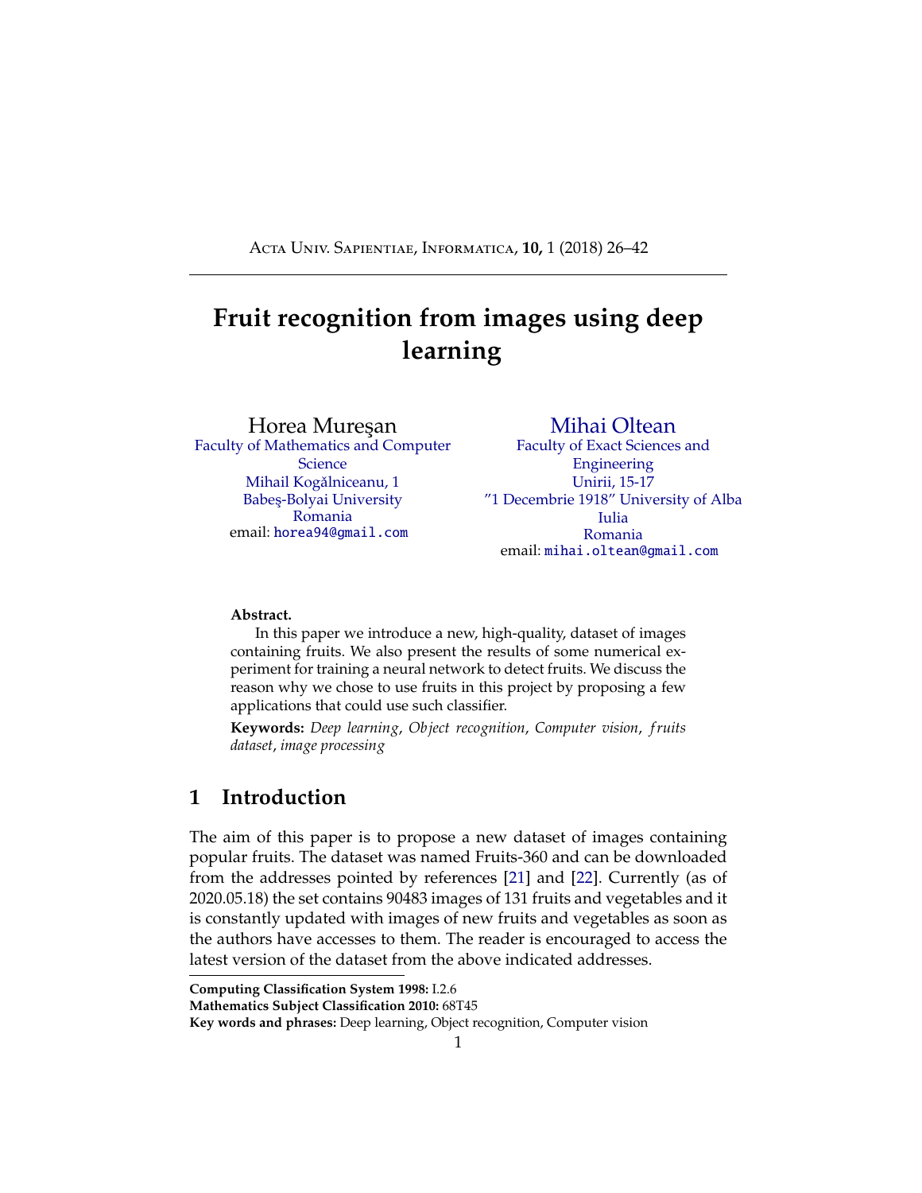# Fruit recognition from images using deep learning

Horea Mureşan
Faculty of Mathematics and Computer Science
Mihail Kogălniceanu, 1
Babeş-Bolyai University
Romania
email: horea94@gmail.com

Mihai Oltean
Faculty of Exact Sciences and Engineering
Unirii, 15-17
"1 Decembrie 1918" University of Alba Iulia
Romania
email: mihai.oltean@gmail.com

**Abstract.**

In this paper we introduce a new, high-quality, dataset of images containing fruits. We also present the results of some numerical experiment for training a neural network to detect fruits. We discuss the reason why we chose to use fruits in this project by proposing a few applications that could use such classifier.

**Keywords:** *Deep learning*, *Object recognition*, *Computer vision*, *fruits dataset*, *image processing*

## 1 Introduction

The aim of this paper is to propose a new dataset of images containing popular fruits. The dataset was named Fruits-360 and can be downloaded from the addresses pointed by references [21] and [22]. Currently (as of 2020.05.18) the set contains 90483 images of 131 fruits and vegetables and it is constantly updated with images of new fruits and vegetables as soon as the authors have accesses to them. The reader is encouraged to access the latest version of the dataset from the above indicated addresses.

---

**Computing Classification System 1998:** I.2.6
**Mathematics Subject Classification 2010:** 68T45
**Key words and phrases:** Deep learning, Object recognition, Computer vision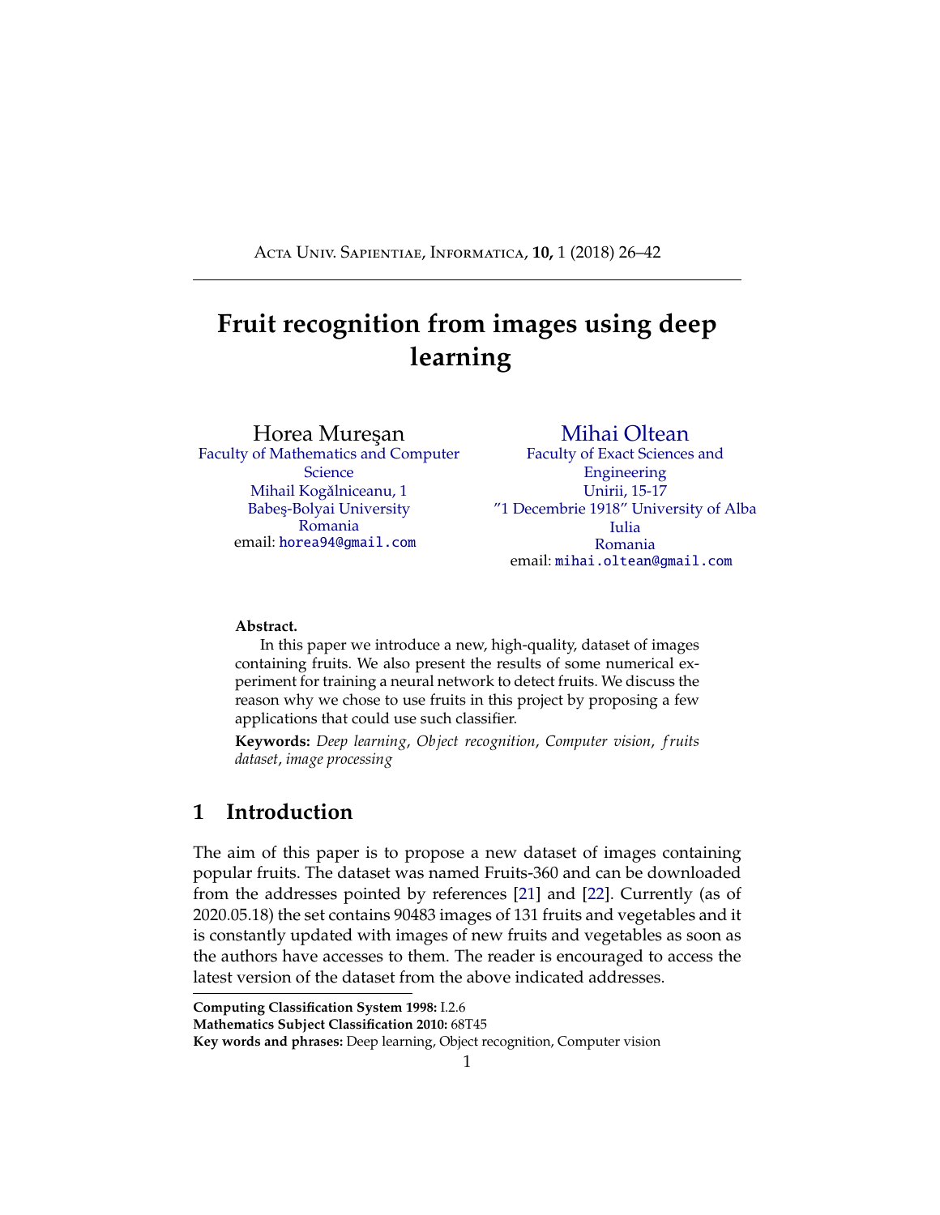# Fruit recognition from images using deep learning

Horea Mureşan
Faculty of Mathematics and Computer Science
Mihail Kogălniceanu, 1
Babeş-Bolyai University
Romania
email: horea94@gmail.com

Mihai Oltean
Faculty of Exact Sciences and Engineering
Unirii, 15-17
"1 Decembrie 1918" University of Alba Iulia
Romania
email: mihai.oltean@gmail.com

**Abstract.**

In this paper we introduce a new, high-quality, dataset of images containing fruits. We also present the results of some numerical experiment for training a neural network to detect fruits. We discuss the reason why we chose to use fruits in this project by proposing a few applications that could use such classifier.

**Keywords:** *Deep learning*, *Object recognition*, *Computer vision*, *fruits dataset*, *image processing*

## 1 Introduction

The aim of this paper is to propose a new dataset of images containing popular fruits. The dataset was named Fruits-360 and can be downloaded from the addresses pointed by references [21] and [22]. Currently (as of 2020.05.18) the set contains 90483 images of 131 fruits and vegetables and it is constantly updated with images of new fruits and vegetables as soon as the authors have accesses to them. The reader is encouraged to access the latest version of the dataset from the above indicated addresses.

**Computing Classification System 1998:** I.2.6
**Mathematics Subject Classification 2010:** 68T45
**Key words and phrases:** Deep learning, Object recognition, Computer vision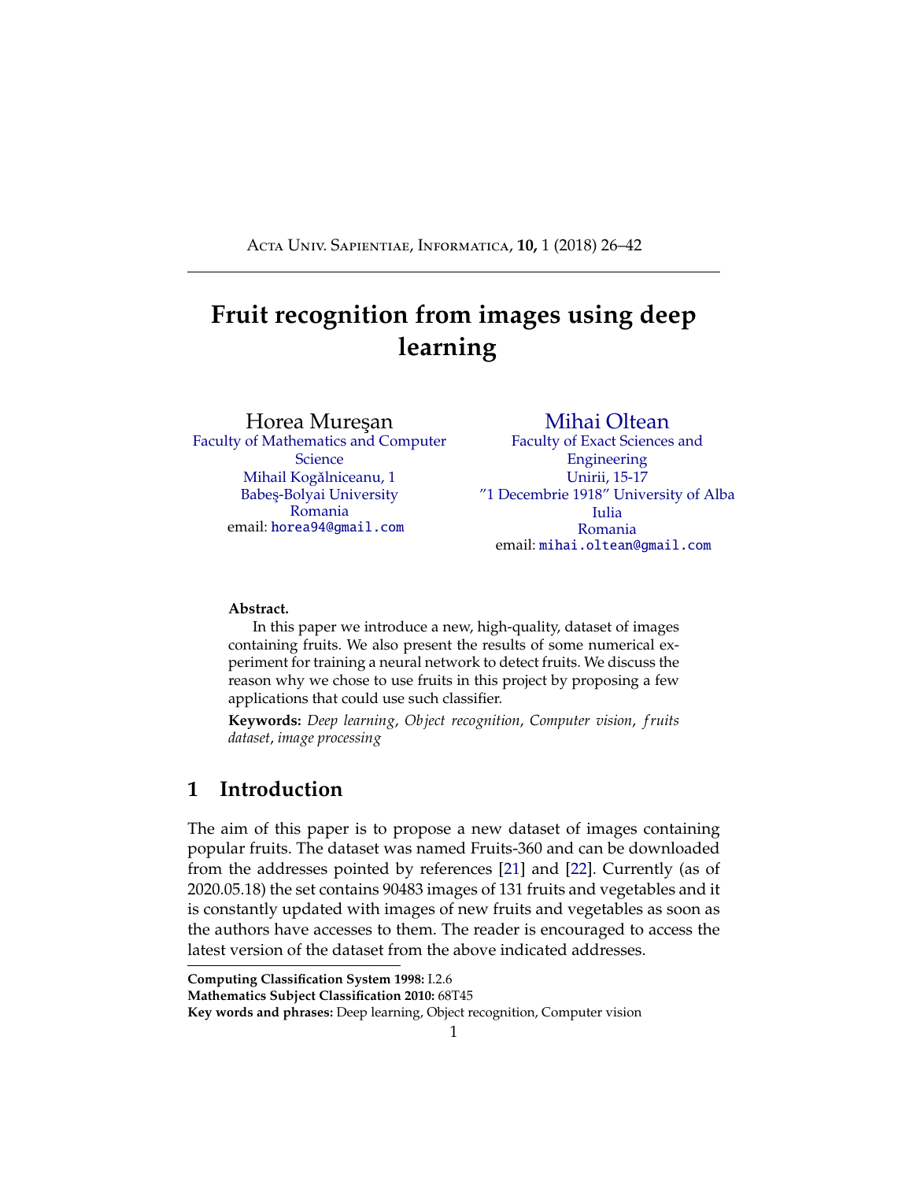# Fruit recognition from images using deep learning

Horea Mureşan
Faculty of Mathematics and Computer Science
Mihail Kogălniceanu, 1
Babeş-Bolyai University
Romania
email: horea94@gmail.com

Mihai Oltean
Faculty of Exact Sciences and Engineering
Unirii, 15-17
"1 Decembrie 1918" University of Alba Iulia
Romania
email: mihai.oltean@gmail.com

**Abstract.**

In this paper we introduce a new, high-quality, dataset of images containing fruits. We also present the results of some numerical experiment for training a neural network to detect fruits. We discuss the reason why we chose to use fruits in this project by proposing a few applications that could use such classifier.

**Keywords:** *Deep learning*, *Object recognition*, *Computer vision*, *fruits dataset*, *image processing*

## 1 Introduction

The aim of this paper is to propose a new dataset of images containing popular fruits. The dataset was named Fruits-360 and can be downloaded from the addresses pointed by references [21] and [22]. Currently (as of 2020.05.18) the set contains 90483 images of 131 fruits and vegetables and it is constantly updated with images of new fruits and vegetables as soon as the authors have accesses to them. The reader is encouraged to access the latest version of the dataset from the above indicated addresses.

---

**Computing Classification System 1998:** I.2.6
**Mathematics Subject Classification 2010:** 68T45
**Key words and phrases:** Deep learning, Object recognition, Computer vision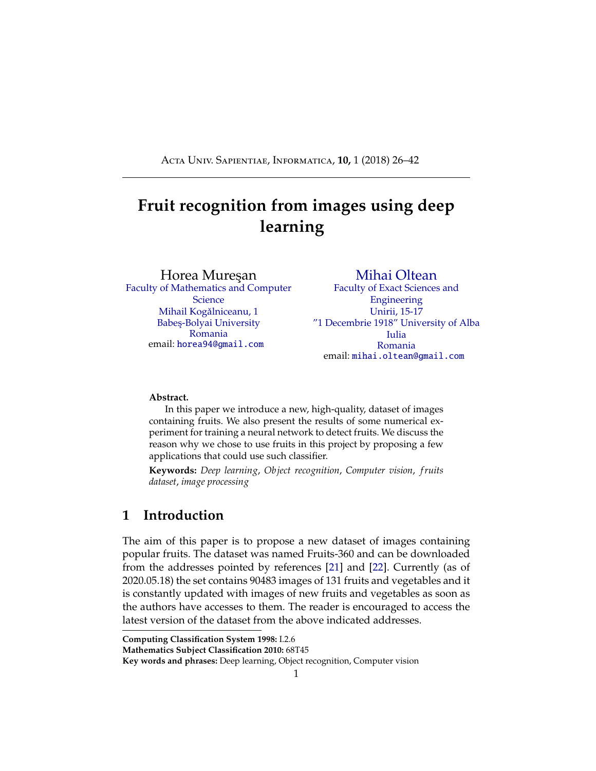# Fruit recognition from images using deep learning

Horea Mureşan
Faculty of Mathematics and Computer Science
Mihail Kogălniceanu, 1
Babeş-Bolyai University
Romania
email: horea94@gmail.com

Mihai Oltean
Faculty of Exact Sciences and Engineering
Unirii, 15-17
"1 Decembrie 1918" University of Alba Iulia
Romania
email: mihai.oltean@gmail.com

**Abstract.**

In this paper we introduce a new, high-quality, dataset of images containing fruits. We also present the results of some numerical experiment for training a neural network to detect fruits. We discuss the reason why we chose to use fruits in this project by proposing a few applications that could use such classifier.

**Keywords:** *Deep learning*, *Object recognition*, *Computer vision*, *fruits dataset*, *image processing*

## 1 Introduction

The aim of this paper is to propose a new dataset of images containing popular fruits. The dataset was named Fruits-360 and can be downloaded from the addresses pointed by references [21] and [22]. Currently (as of 2020.05.18) the set contains 90483 images of 131 fruits and vegetables and it is constantly updated with images of new fruits and vegetables as soon as the authors have accesses to them. The reader is encouraged to access the latest version of the dataset from the above indicated addresses.

**Computing Classification System 1998:** I.2.6
**Mathematics Subject Classification 2010:** 68T45
**Key words and phrases:** Deep learning, Object recognition, Computer vision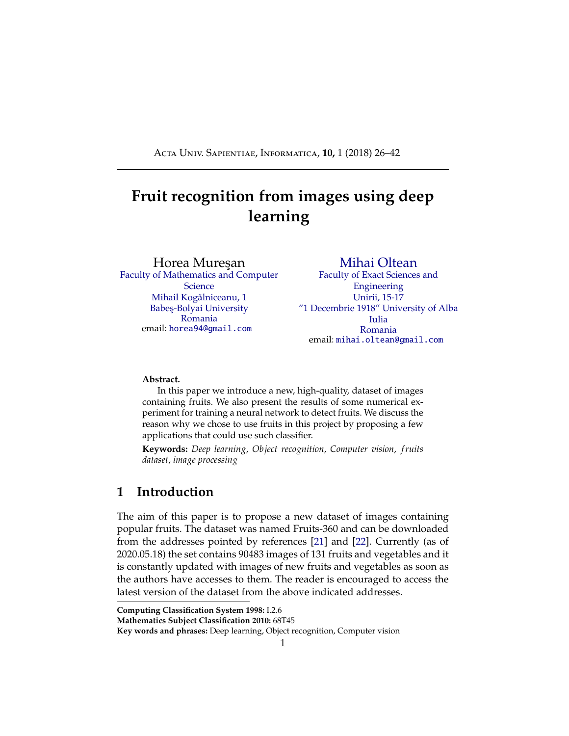# Fruit recognition from images using deep learning

Horea Mureşan
Faculty of Mathematics and Computer Science
Mihail Kogălniceanu, 1
Babeş-Bolyai University
Romania
email: horea94@gmail.com

Mihai Oltean
Faculty of Exact Sciences and Engineering
Unirii, 15-17
"1 Decembrie 1918" University of Alba Iulia
Romania
email: mihai.oltean@gmail.com

**Abstract.**

In this paper we introduce a new, high-quality, dataset of images containing fruits. We also present the results of some numerical experiment for training a neural network to detect fruits. We discuss the reason why we chose to use fruits in this project by proposing a few applications that could use such classifier.

**Keywords:** *Deep learning*, *Object recognition*, *Computer vision*, *fruits dataset*, *image processing*

## 1 Introduction

The aim of this paper is to propose a new dataset of images containing popular fruits. The dataset was named Fruits-360 and can be downloaded from the addresses pointed by references [21] and [22]. Currently (as of 2020.05.18) the set contains 90483 images of 131 fruits and vegetables and it is constantly updated with images of new fruits and vegetables as soon as the authors have accesses to them. The reader is encouraged to access the latest version of the dataset from the above indicated addresses.

**Computing Classification System 1998:** I.2.6
**Mathematics Subject Classification 2010:** 68T45
**Key words and phrases:** Deep learning, Object recognition, Computer vision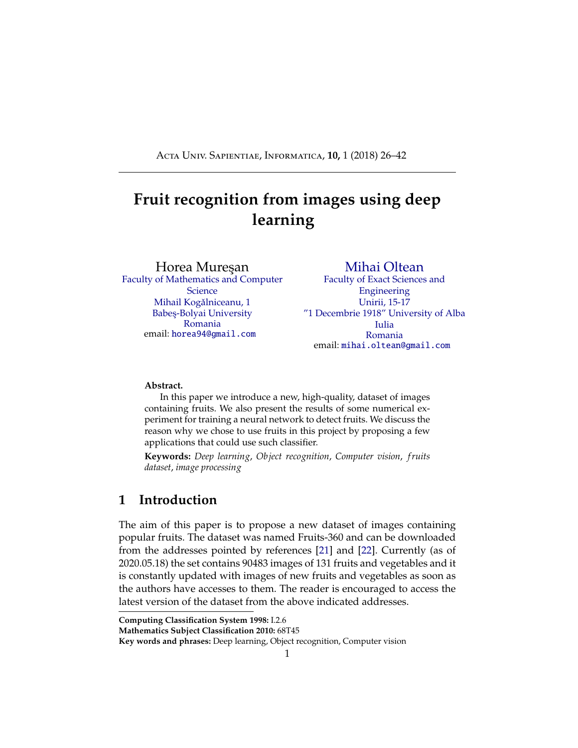# Fruit recognition from images using deep learning

Horea Mureşan
Faculty of Mathematics and Computer Science
Mihail Kogălniceanu, 1
Babeş-Bolyai University
Romania
email: horea94@gmail.com

Mihai Oltean
Faculty of Exact Sciences and Engineering
Unirii, 15-17
"1 Decembrie 1918" University of Alba Iulia
Romania
email: mihai.oltean@gmail.com

**Abstract.**
In this paper we introduce a new, high-quality, dataset of images containing fruits. We also present the results of some numerical experiment for training a neural network to detect fruits. We discuss the reason why we chose to use fruits in this project by proposing a few applications that could use such classifier.

**Keywords:** *Deep learning*, *Object recognition*, *Computer vision*, *fruits dataset*, *image processing*

## 1 Introduction

The aim of this paper is to propose a new dataset of images containing popular fruits. The dataset was named Fruits-360 and can be downloaded from the addresses pointed by references [21] and [22]. Currently (as of 2020.05.18) the set contains 90483 images of 131 fruits and vegetables and it is constantly updated with images of new fruits and vegetables as soon as the authors have accesses to them. The reader is encouraged to access the latest version of the dataset from the above indicated addresses.

---

**Computing Classification System 1998:** I.2.6
**Mathematics Subject Classification 2010:** 68T45
**Key words and phrases:** Deep learning, Object recognition, Computer vision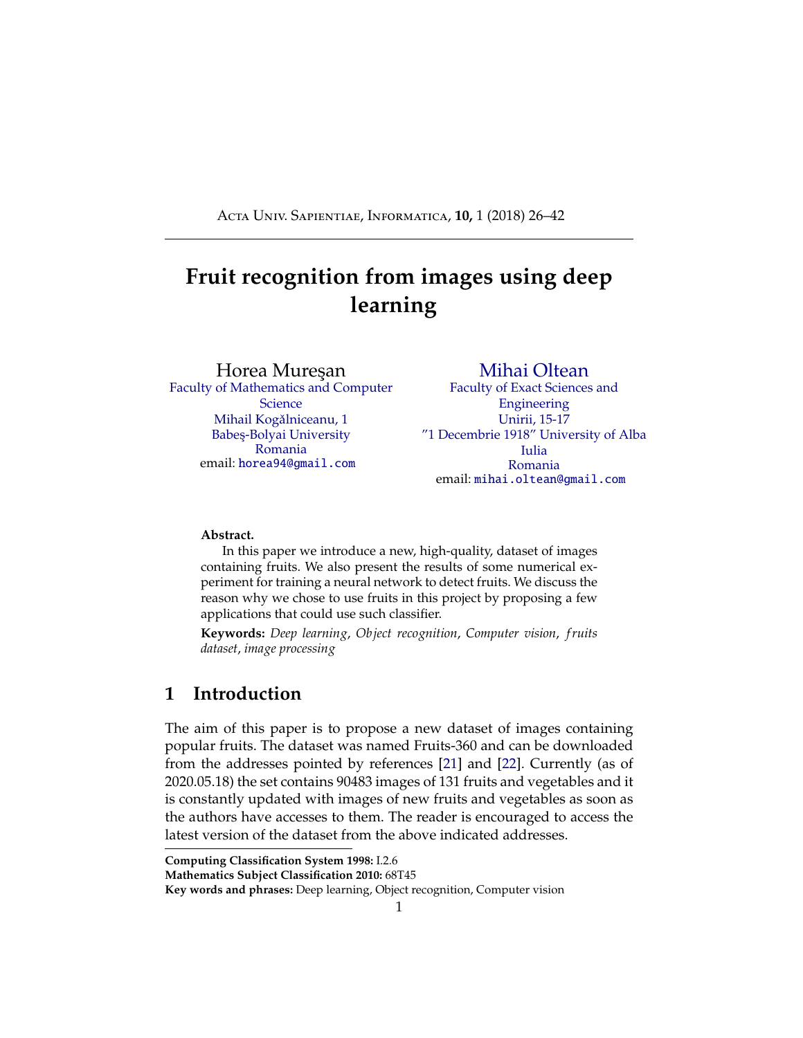# Fruit recognition from images using deep learning

Horea Mureşan
Faculty of Mathematics and Computer Science
Mihail Kogălniceanu, 1
Babeş-Bolyai University
Romania
email: horea94@gmail.com

Mihai Oltean
Faculty of Exact Sciences and Engineering
Unirii, 15-17
"1 Decembrie 1918" University of Alba Iulia
Romania
email: mihai.oltean@gmail.com

**Abstract.**

In this paper we introduce a new, high-quality, dataset of images containing fruits. We also present the results of some numerical experiment for training a neural network to detect fruits. We discuss the reason why we chose to use fruits in this project by proposing a few applications that could use such classifier.

**Keywords:** *Deep learning*, *Object recognition*, *Computer vision*, *fruits dataset*, *image processing*

## 1 Introduction

The aim of this paper is to propose a new dataset of images containing popular fruits. The dataset was named Fruits-360 and can be downloaded from the addresses pointed by references [21] and [22]. Currently (as of 2020.05.18) the set contains 90483 images of 131 fruits and vegetables and it is constantly updated with images of new fruits and vegetables as soon as the authors have accesses to them. The reader is encouraged to access the latest version of the dataset from the above indicated addresses.

---

**Computing Classification System 1998:** I.2.6
**Mathematics Subject Classification 2010:** 68T45
**Key words and phrases:** Deep learning, Object recognition, Computer vision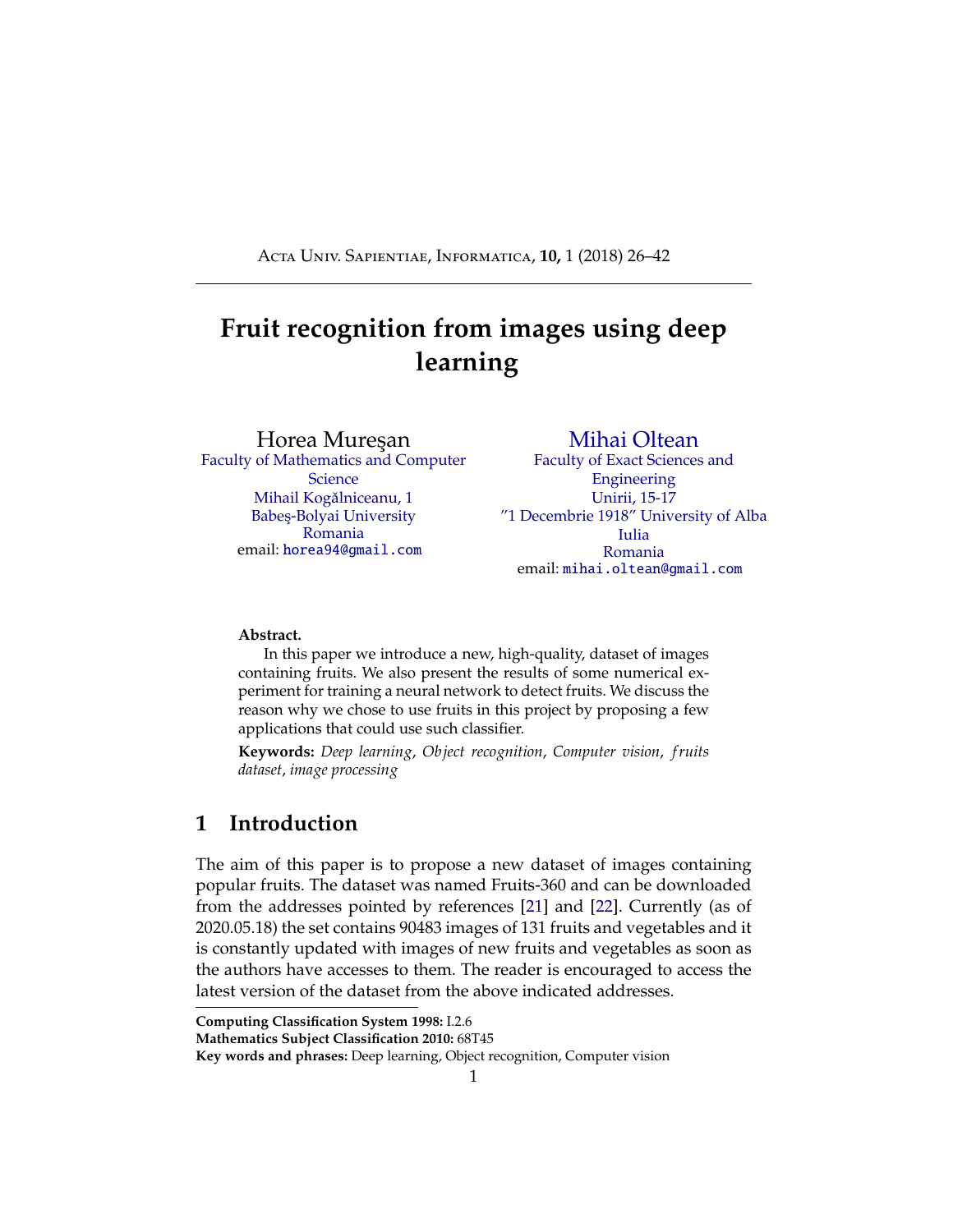# Fruit recognition from images using deep learning

Horea Mureşan
Faculty of Mathematics and Computer Science
Mihail Kogălniceanu, 1
Babeş-Bolyai University
Romania
email: horea94@gmail.com

Mihai Oltean
Faculty of Exact Sciences and Engineering
Unirii, 15-17
"1 Decembrie 1918" University of Alba Iulia
Romania
email: mihai.oltean@gmail.com

**Abstract.**

In this paper we introduce a new, high-quality, dataset of images containing fruits. We also present the results of some numerical experiment for training a neural network to detect fruits. We discuss the reason why we chose to use fruits in this project by proposing a few applications that could use such classifier.

**Keywords:** *Deep learning*, *Object recognition*, *Computer vision*, *fruits dataset*, *image processing*

## 1 Introduction

The aim of this paper is to propose a new dataset of images containing popular fruits. The dataset was named Fruits-360 and can be downloaded from the addresses pointed by references [21] and [22]. Currently (as of 2020.05.18) the set contains 90483 images of 131 fruits and vegetables and it is constantly updated with images of new fruits and vegetables as soon as the authors have accesses to them. The reader is encouraged to access the latest version of the dataset from the above indicated addresses.

---

**Computing Classification System 1998:** I.2.6
**Mathematics Subject Classification 2010:** 68T45
**Key words and phrases:** Deep learning, Object recognition, Computer vision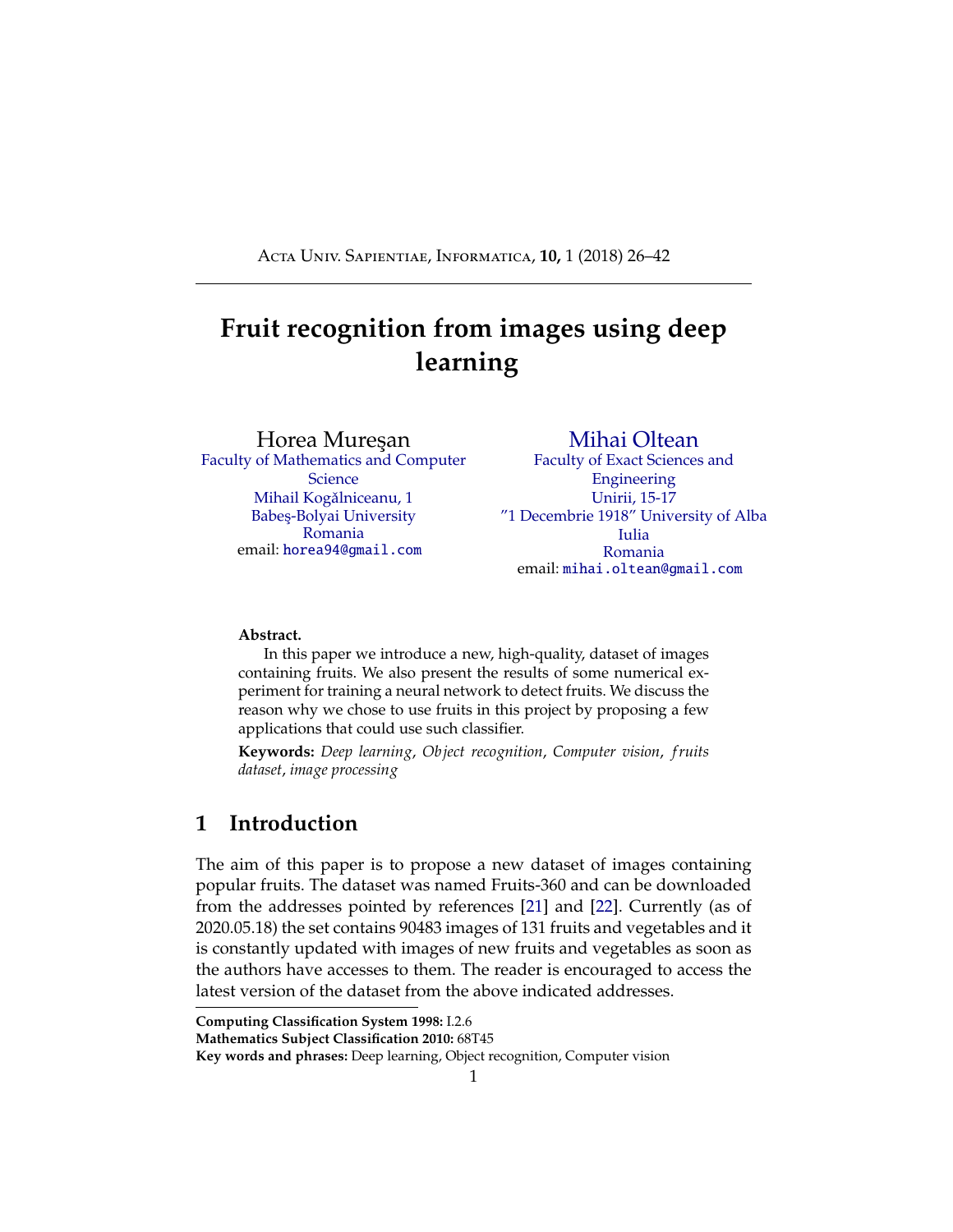# Fruit recognition from images using deep learning

Horea Mureşan
Faculty of Mathematics and Computer Science
Mihail Kogălniceanu, 1
Babeş-Bolyai University
Romania
email: horea94@gmail.com

Mihai Oltean
Faculty of Exact Sciences and Engineering
Unirii, 15-17
"1 Decembrie 1918" University of Alba Iulia
Romania
email: mihai.oltean@gmail.com

**Abstract.**
In this paper we introduce a new, high-quality, dataset of images containing fruits. We also present the results of some numerical experiment for training a neural network to detect fruits. We discuss the reason why we chose to use fruits in this project by proposing a few applications that could use such classifier.

**Keywords:** *Deep learning*, *Object recognition*, *Computer vision*, *fruits dataset*, *image processing*

## 1 Introduction

The aim of this paper is to propose a new dataset of images containing popular fruits. The dataset was named Fruits-360 and can be downloaded from the addresses pointed by references [21] and [22]. Currently (as of 2020.05.18) the set contains 90483 images of 131 fruits and vegetables and it is constantly updated with images of new fruits and vegetables as soon as the authors have accesses to them. The reader is encouraged to access the latest version of the dataset from the above indicated addresses.

---

**Computing Classification System 1998:** I.2.6
**Mathematics Subject Classification 2010:** 68T45
**Key words and phrases:** Deep learning, Object recognition, Computer vision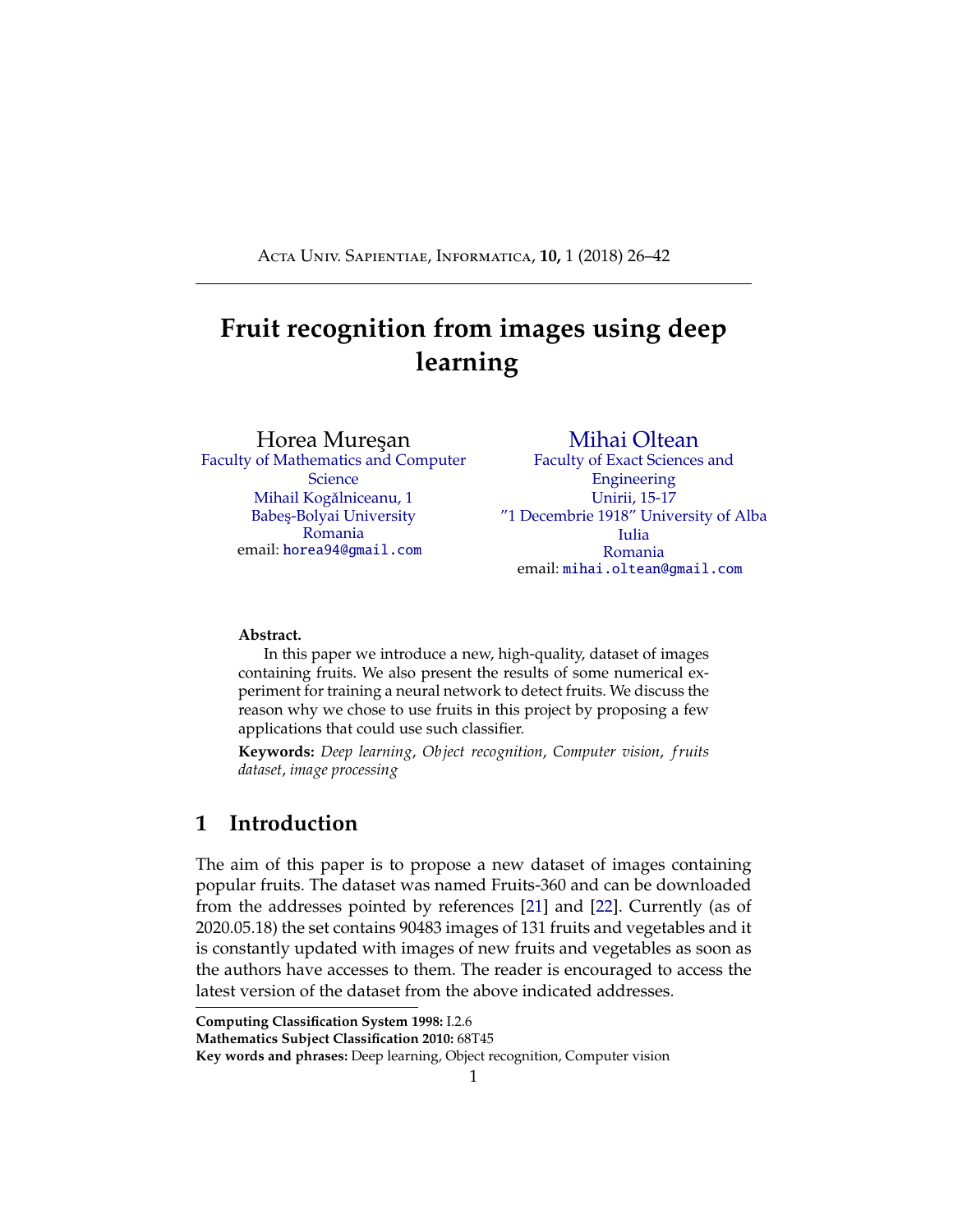# Fruit recognition from images using deep learning

Horea Mureşan
Faculty of Mathematics and Computer Science
Mihail Kogălniceanu, 1
Babeş-Bolyai University
Romania
email: horea94@gmail.com

Mihai Oltean
Faculty of Exact Sciences and Engineering
Unirii, 15-17
"1 Decembrie 1918" University of Alba Iulia
Romania
email: mihai.oltean@gmail.com

**Abstract.**

In this paper we introduce a new, high-quality, dataset of images containing fruits. We also present the results of some numerical experiment for training a neural network to detect fruits. We discuss the reason why we chose to use fruits in this project by proposing a few applications that could use such classifier.

**Keywords:** *Deep learning*, *Object recognition*, *Computer vision*, *fruits dataset*, *image processing*

## 1 Introduction

The aim of this paper is to propose a new dataset of images containing popular fruits. The dataset was named Fruits-360 and can be downloaded from the addresses pointed by references [21] and [22]. Currently (as of 2020.05.18) the set contains 90483 images of 131 fruits and vegetables and it is constantly updated with images of new fruits and vegetables as soon as the authors have accesses to them. The reader is encouraged to access the latest version of the dataset from the above indicated addresses.

**Computing Classification System 1998:** I.2.6
**Mathematics Subject Classification 2010:** 68T45
**Key words and phrases:** Deep learning, Object recognition, Computer vision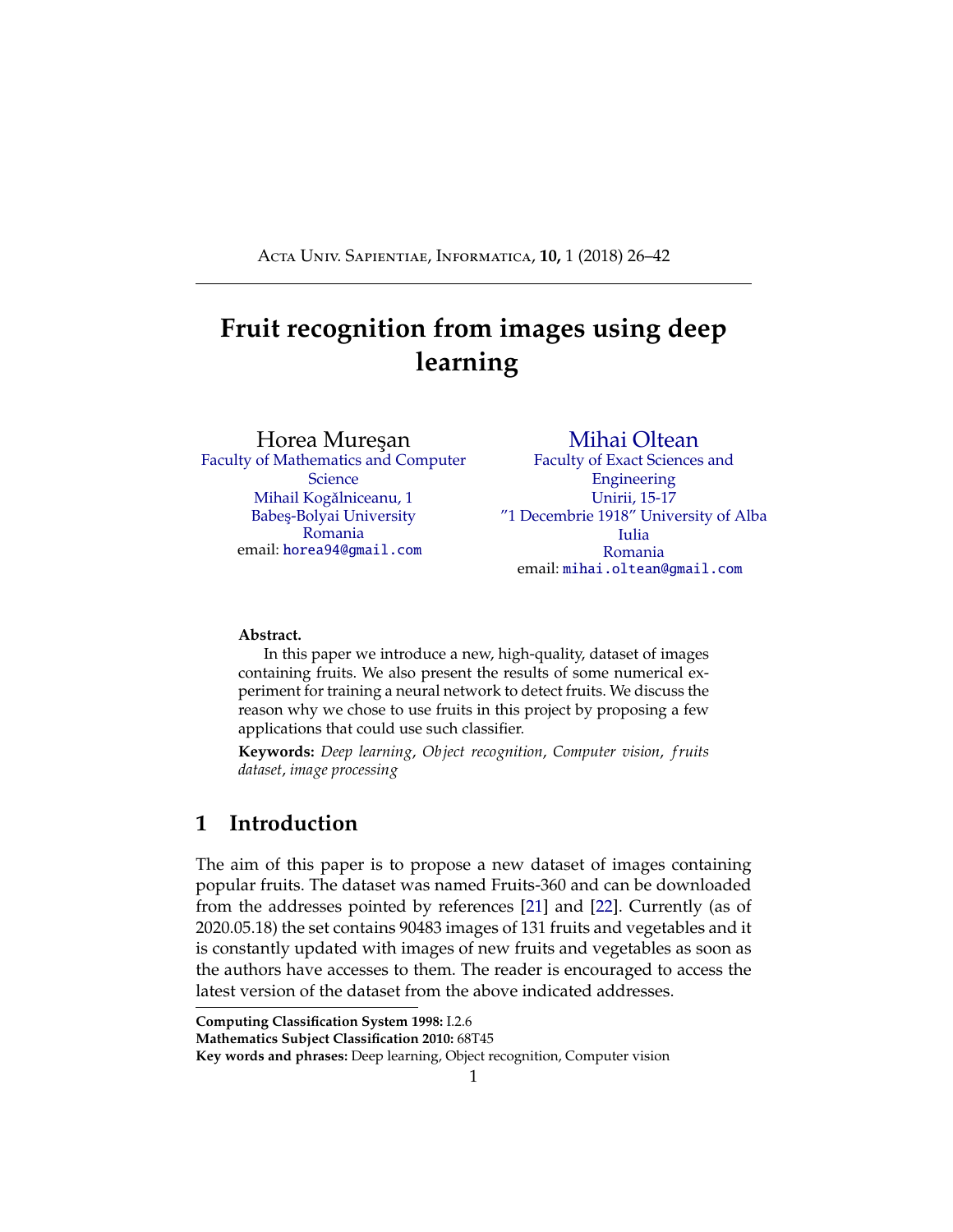# Fruit recognition from images using deep learning

Horea Mureşan
Faculty of Mathematics and Computer Science
Mihail Kogălniceanu, 1
Babeş-Bolyai University
Romania
email: horea94@gmail.com

Mihai Oltean
Faculty of Exact Sciences and Engineering
Unirii, 15-17
"1 Decembrie 1918" University of Alba Iulia
Romania
email: mihai.oltean@gmail.com

**Abstract.**

In this paper we introduce a new, high-quality, dataset of images containing fruits. We also present the results of some numerical experiment for training a neural network to detect fruits. We discuss the reason why we chose to use fruits in this project by proposing a few applications that could use such classifier.

**Keywords:** *Deep learning*, *Object recognition*, *Computer vision*, *fruits dataset*, *image processing*

## 1 Introduction

The aim of this paper is to propose a new dataset of images containing popular fruits. The dataset was named Fruits-360 and can be downloaded from the addresses pointed by references [21] and [22]. Currently (as of 2020.05.18) the set contains 90483 images of 131 fruits and vegetables and it is constantly updated with images of new fruits and vegetables as soon as the authors have accesses to them. The reader is encouraged to access the latest version of the dataset from the above indicated addresses.

**Computing Classification System 1998:** I.2.6
**Mathematics Subject Classification 2010:** 68T45
**Key words and phrases:** Deep learning, Object recognition, Computer vision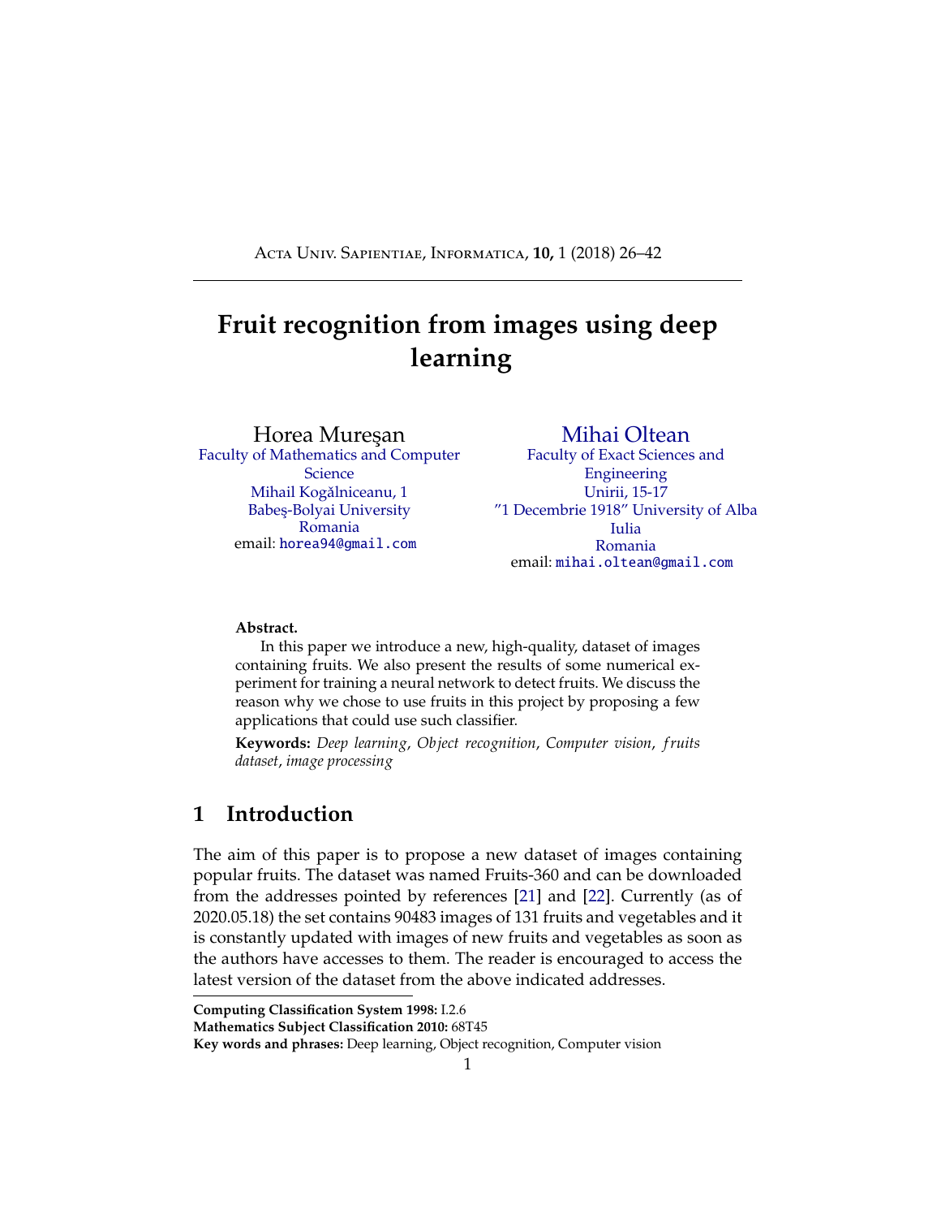# Fruit recognition from images using deep learning

Horea Mureşan
Faculty of Mathematics and Computer Science
Mihail Kogălniceanu, 1
Babeş-Bolyai University
Romania
email: horea94@gmail.com

Mihai Oltean
Faculty of Exact Sciences and Engineering
Unirii, 15-17
"1 Decembrie 1918" University of Alba Iulia
Romania
email: mihai.oltean@gmail.com

**Abstract.**

In this paper we introduce a new, high-quality, dataset of images containing fruits. We also present the results of some numerical experiment for training a neural network to detect fruits. We discuss the reason why we chose to use fruits in this project by proposing a few applications that could use such classifier.

**Keywords:** *Deep learning*, *Object recognition*, *Computer vision*, *fruits dataset*, *image processing*

## 1 Introduction

The aim of this paper is to propose a new dataset of images containing popular fruits. The dataset was named Fruits-360 and can be downloaded from the addresses pointed by references [21] and [22]. Currently (as of 2020.05.18) the set contains 90483 images of 131 fruits and vegetables and it is constantly updated with images of new fruits and vegetables as soon as the authors have accesses to them. The reader is encouraged to access the latest version of the dataset from the above indicated addresses.

**Computing Classification System 1998:** I.2.6
**Mathematics Subject Classification 2010:** 68T45
**Key words and phrases:** Deep learning, Object recognition, Computer vision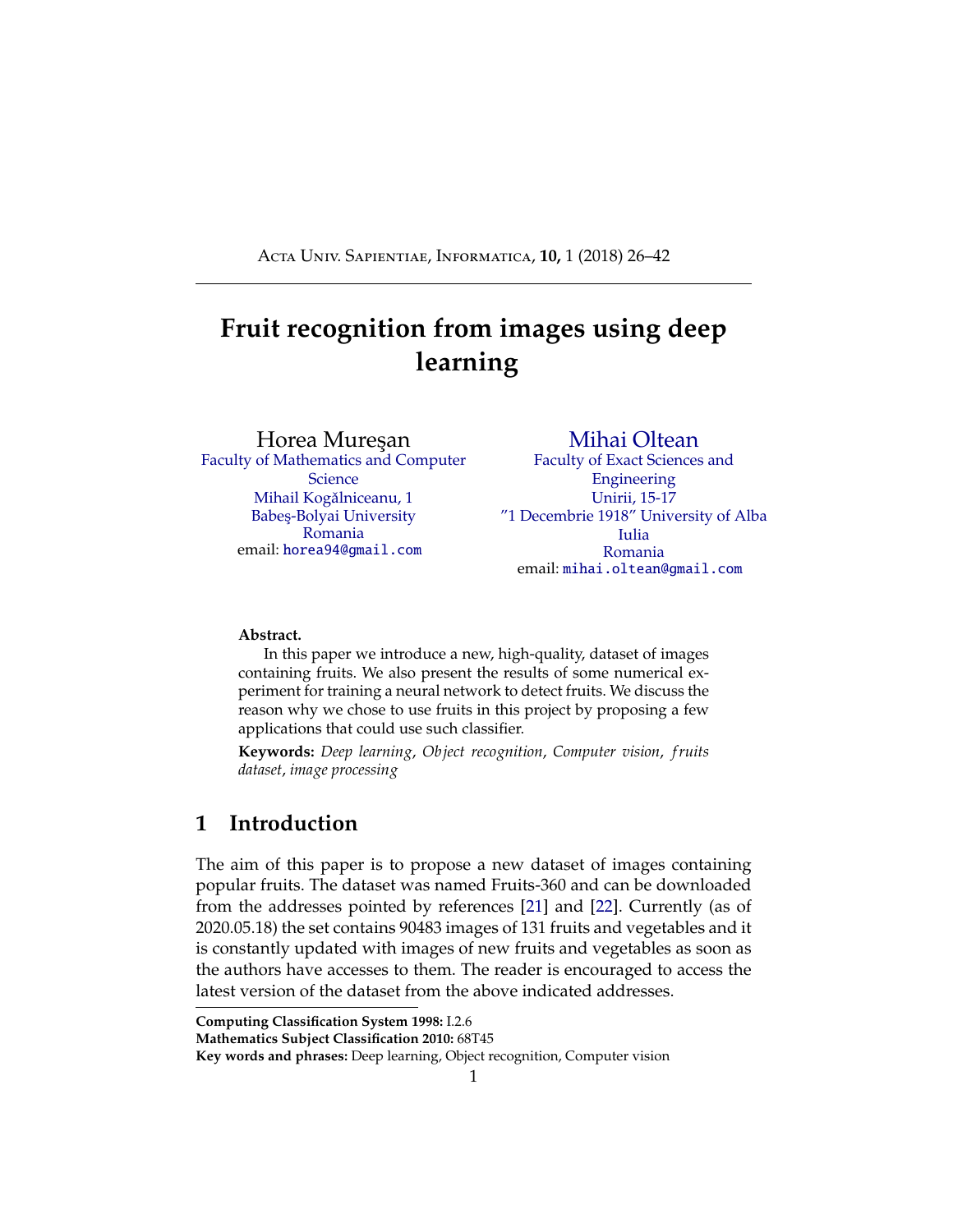# Fruit recognition from images using deep learning

Horea Mureşan
Faculty of Mathematics and Computer Science
Mihail Kogălniceanu, 1
Babeş-Bolyai University
Romania
email: horea94@gmail.com

Mihai Oltean
Faculty of Exact Sciences and Engineering
Unirii, 15-17
"1 Decembrie 1918" University of Alba Iulia
Romania
email: mihai.oltean@gmail.com

**Abstract.**

In this paper we introduce a new, high-quality, dataset of images containing fruits. We also present the results of some numerical experiment for training a neural network to detect fruits. We discuss the reason why we chose to use fruits in this project by proposing a few applications that could use such classifier.

**Keywords:** *Deep learning*, *Object recognition*, *Computer vision*, *fruits dataset*, *image processing*

## 1 Introduction

The aim of this paper is to propose a new dataset of images containing popular fruits. The dataset was named Fruits-360 and can be downloaded from the addresses pointed by references [21] and [22]. Currently (as of 2020.05.18) the set contains 90483 images of 131 fruits and vegetables and it is constantly updated with images of new fruits and vegetables as soon as the authors have accesses to them. The reader is encouraged to access the latest version of the dataset from the above indicated addresses.

**Computing Classification System 1998:** I.2.6
**Mathematics Subject Classification 2010:** 68T45
**Key words and phrases:** Deep learning, Object recognition, Computer vision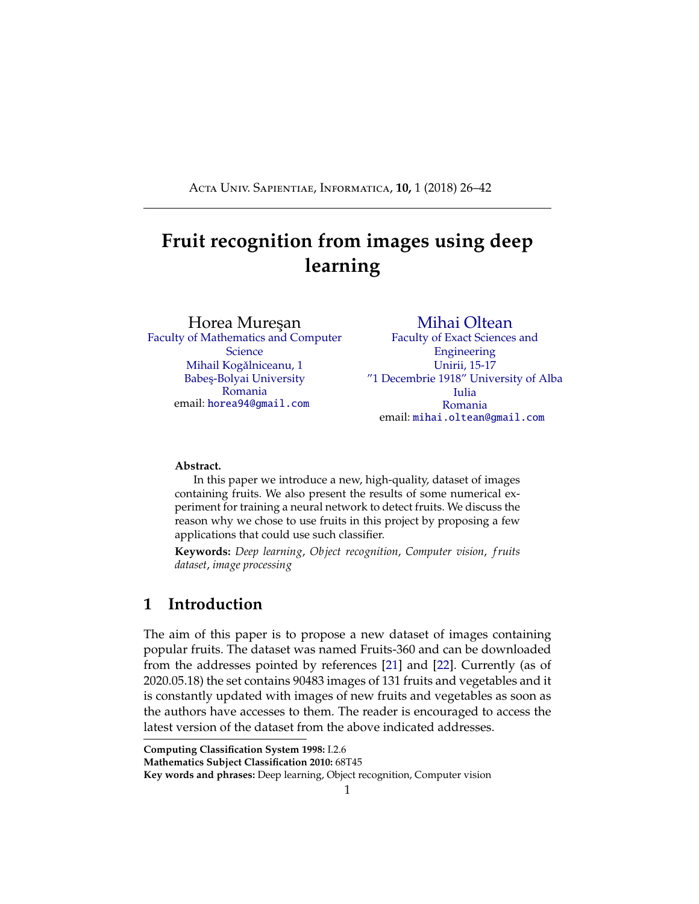# Fruit recognition from images using deep learning

Horea Mureşan
Faculty of Mathematics and Computer Science
Mihail Kogălniceanu, 1
Babeş-Bolyai University
Romania
email: horea94@gmail.com

Mihai Oltean
Faculty of Exact Sciences and Engineering
Unirii, 15-17
"1 Decembrie 1918" University of Alba Iulia
Romania
email: mihai.oltean@gmail.com

**Abstract.**

In this paper we introduce a new, high-quality, dataset of images containing fruits. We also present the results of some numerical experiment for training a neural network to detect fruits. We discuss the reason why we chose to use fruits in this project by proposing a few applications that could use such classifier.

**Keywords:** *Deep learning*, *Object recognition*, *Computer vision*, *fruits dataset*, *image processing*

## 1 Introduction

The aim of this paper is to propose a new dataset of images containing popular fruits. The dataset was named Fruits-360 and can be downloaded from the addresses pointed by references [21] and [22]. Currently (as of 2020.05.18) the set contains 90483 images of 131 fruits and vegetables and it is constantly updated with images of new fruits and vegetables as soon as the authors have accesses to them. The reader is encouraged to access the latest version of the dataset from the above indicated addresses.

**Computing Classification System 1998:** I.2.6
**Mathematics Subject Classification 2010:** 68T45
**Key words and phrases:** Deep learning, Object recognition, Computer vision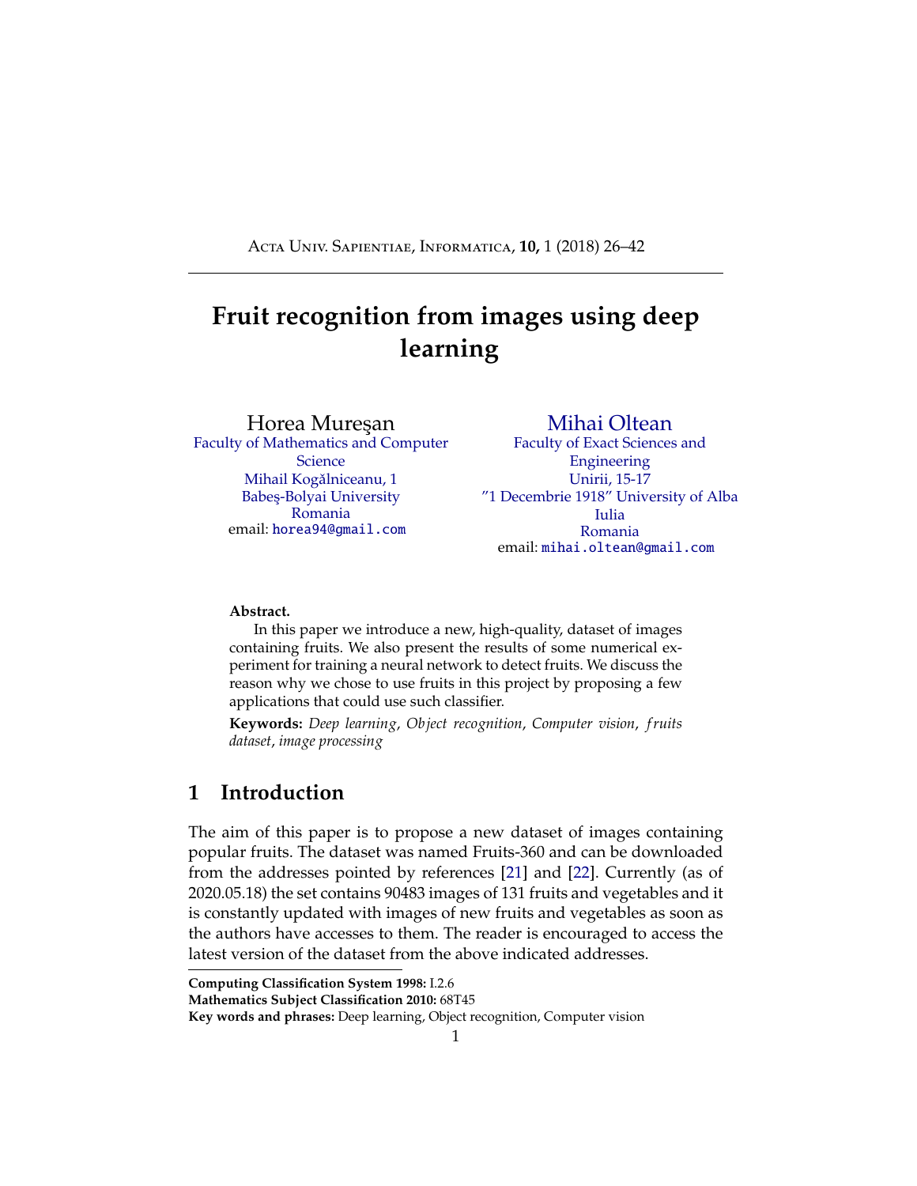# Fruit recognition from images using deep learning

Horea Mureşan
Faculty of Mathematics and Computer Science
Mihail Kogălniceanu, 1
Babeş-Bolyai University
Romania
email: horea94@gmail.com

Mihai Oltean
Faculty of Exact Sciences and Engineering
Unirii, 15-17
"1 Decembrie 1918" University of Alba Iulia
Romania
email: mihai.oltean@gmail.com

**Abstract.**

In this paper we introduce a new, high-quality, dataset of images containing fruits. We also present the results of some numerical experiment for training a neural network to detect fruits. We discuss the reason why we chose to use fruits in this project by proposing a few applications that could use such classifier.

**Keywords:** *Deep learning*, *Object recognition*, *Computer vision*, *fruits dataset*, *image processing*

## 1 Introduction

The aim of this paper is to propose a new dataset of images containing popular fruits. The dataset was named Fruits-360 and can be downloaded from the addresses pointed by references [21] and [22]. Currently (as of 2020.05.18) the set contains 90483 images of 131 fruits and vegetables and it is constantly updated with images of new fruits and vegetables as soon as the authors have accesses to them. The reader is encouraged to access the latest version of the dataset from the above indicated addresses.

---

**Computing Classification System 1998:** I.2.6
**Mathematics Subject Classification 2010:** 68T45
**Key words and phrases:** Deep learning, Object recognition, Computer vision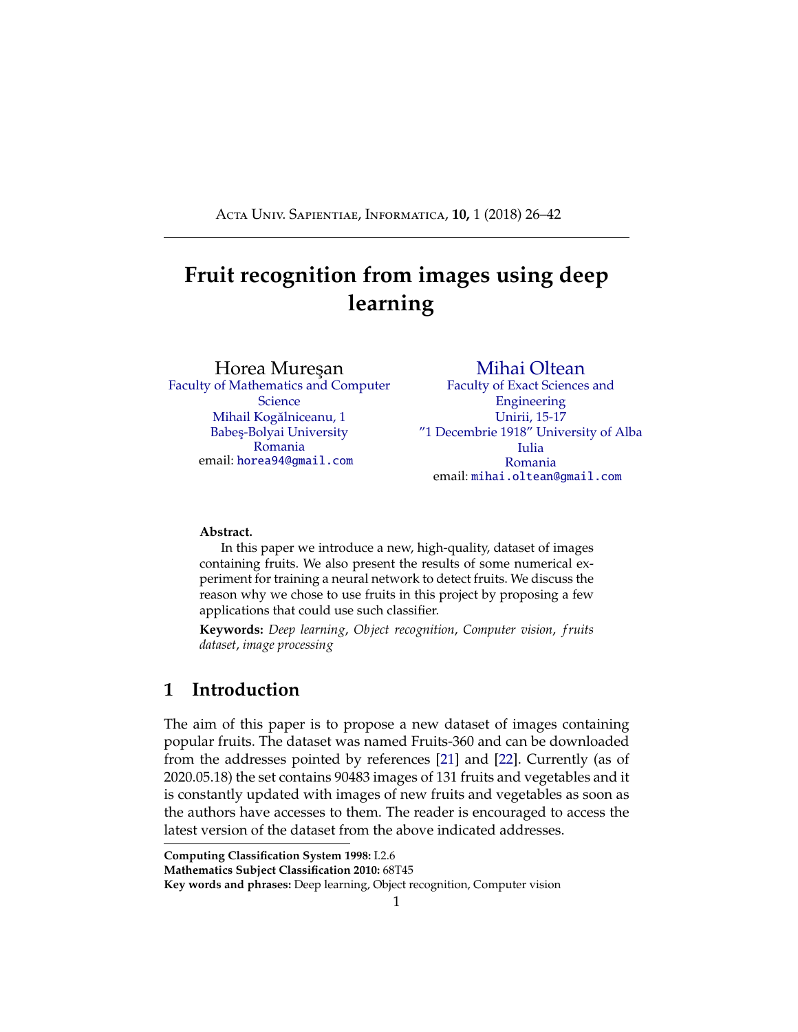# Fruit recognition from images using deep learning

Horea Mureşan
Faculty of Mathematics and Computer Science
Mihail Kogălniceanu, 1
Babeş-Bolyai University
Romania
email: horea94@gmail.com

Mihai Oltean
Faculty of Exact Sciences and Engineering
Unirii, 15-17
"1 Decembrie 1918" University of Alba Iulia
Romania
email: mihai.oltean@gmail.com

**Abstract.**

In this paper we introduce a new, high-quality, dataset of images containing fruits. We also present the results of some numerical experiment for training a neural network to detect fruits. We discuss the reason why we chose to use fruits in this project by proposing a few applications that could use such classifier.

**Keywords:** *Deep learning*, *Object recognition*, *Computer vision*, *fruits dataset*, *image processing*

## 1 Introduction

The aim of this paper is to propose a new dataset of images containing popular fruits. The dataset was named Fruits-360 and can be downloaded from the addresses pointed by references [21] and [22]. Currently (as of 2020.05.18) the set contains 90483 images of 131 fruits and vegetables and it is constantly updated with images of new fruits and vegetables as soon as the authors have accesses to them. The reader is encouraged to access the latest version of the dataset from the above indicated addresses.

---

**Computing Classification System 1998:** I.2.6
**Mathematics Subject Classification 2010:** 68T45
**Key words and phrases:** Deep learning, Object recognition, Computer vision